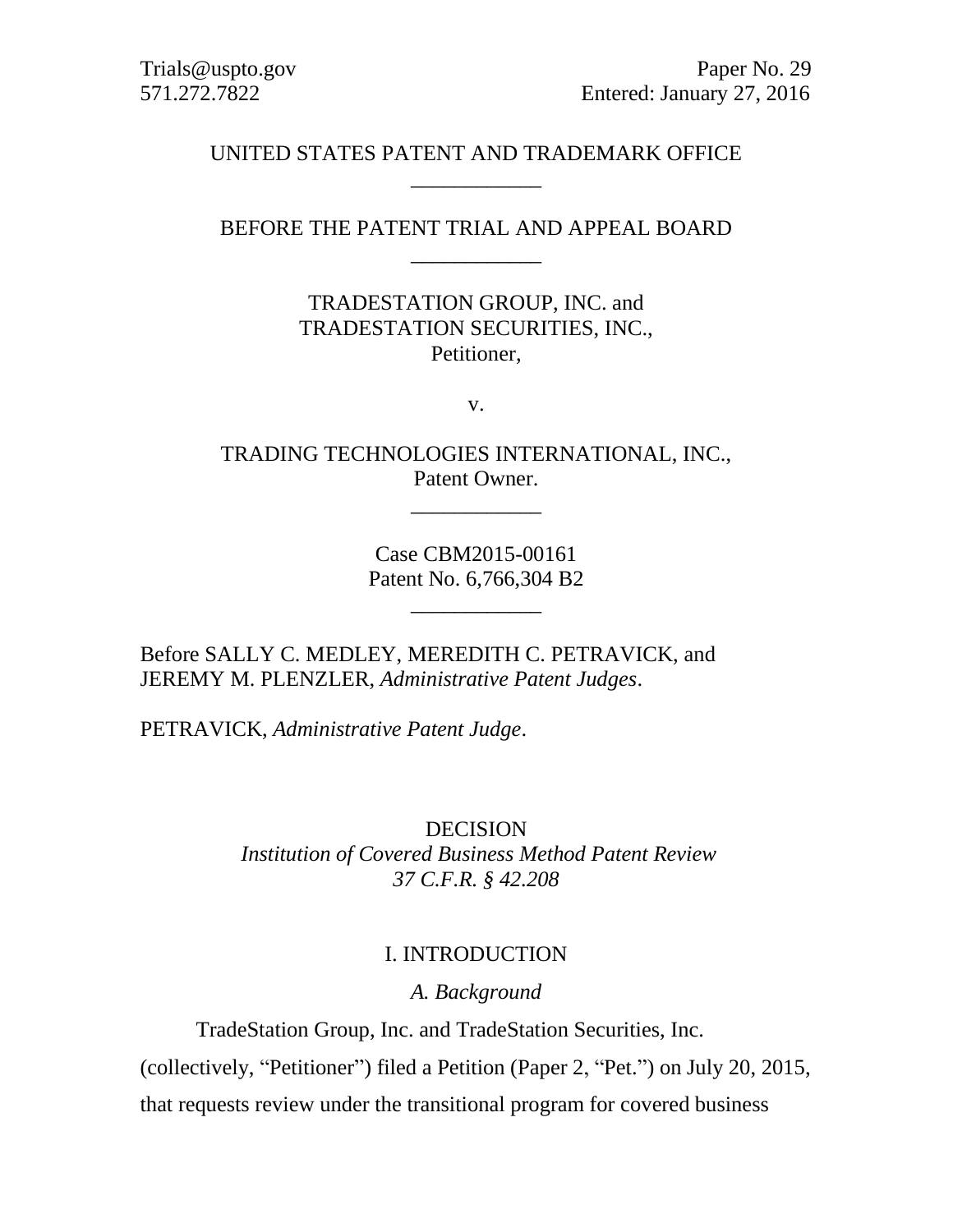Trials@uspto.gov
571.272.7822

Paper No. 29
Entered: January 27, 2016

UNITED STATES PATENT AND TRADEMARK OFFICE

\_\_\_\_\_\_\_\_\_\_\_\_

BEFORE THE PATENT TRIAL AND APPEAL BOARD

\_\_\_\_\_\_\_\_\_\_\_\_

TRADESTATION GROUP, INC. and
TRADESTATION SECURITIES, INC.,
Petitioner,

v.

TRADING TECHNOLOGIES INTERNATIONAL, INC.,
Patent Owner.

\_\_\_\_\_\_\_\_\_\_\_\_

Case CBM2015-00161
Patent No. 6,766,304 B2

\_\_\_\_\_\_\_\_\_\_\_\_

Before SALLY C. MEDLEY, MEREDITH C. PETRAVICK, and JEREMY M. PLENZLER, *Administrative Patent Judges*.

PETRAVICK, *Administrative Patent Judge*.

DECISION
*Institution of Covered Business Method Patent Review*
*37 C.F.R. § 42.208*

# I. INTRODUCTION

## *A. Background*

TradeStation Group, Inc. and TradeStation Securities, Inc. (collectively, "Petitioner") filed a Petition (Paper 2, "Pet.") on July 20, 2015, that requests review under the transitional program for covered business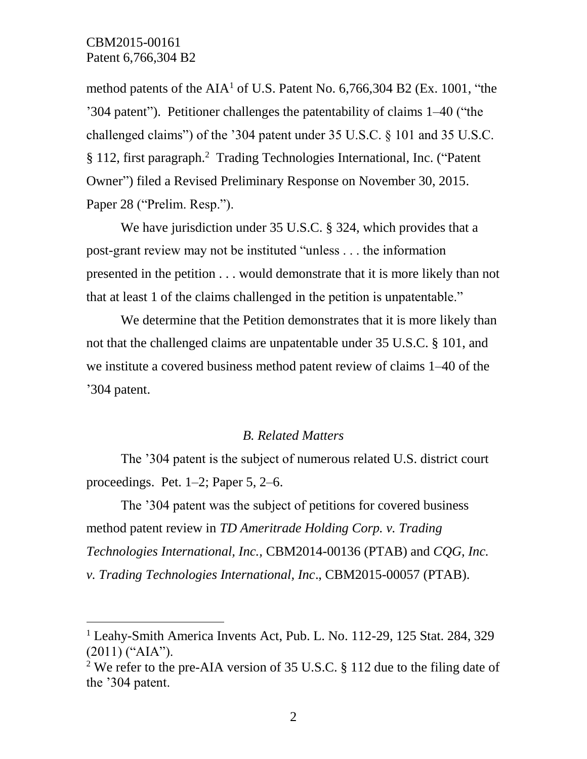method patents of the AIA[1] of U.S. Patent No. 6,766,304 B2 (Ex. 1001, "the '304 patent"). Petitioner challenges the patentability of claims 1–40 ("the challenged claims") of the '304 patent under 35 U.S.C. § 101 and 35 U.S.C. § 112, first paragraph.[2] Trading Technologies International, Inc. ("Patent Owner") filed a Revised Preliminary Response on November 30, 2015. Paper 28 ("Prelim. Resp.").

We have jurisdiction under 35 U.S.C. § 324, which provides that a post-grant review may not be instituted "unless . . . the information presented in the petition . . . would demonstrate that it is more likely than not that at least 1 of the claims challenged in the petition is unpatentable."

We determine that the Petition demonstrates that it is more likely than not that the challenged claims are unpatentable under 35 U.S.C. § 101, and we institute a covered business method patent review of claims 1–40 of the '304 patent.

### *B. Related Matters*

The '304 patent is the subject of numerous related U.S. district court proceedings. Pet. 1–2; Paper 5, 2–6.

The '304 patent was the subject of petitions for covered business method patent review in *TD Ameritrade Holding Corp. v. Trading Technologies International, Inc.*, CBM2014-00136 (PTAB) and *CQG, Inc. v. Trading Technologies International, Inc*., CBM2015-00057 (PTAB).

---

[1] Leahy-Smith America Invents Act, Pub. L. No. 112-29, 125 Stat. 284, 329 (2011) ("AIA").

[2] We refer to the pre-AIA version of 35 U.S.C. § 112 due to the filing date of the '304 patent.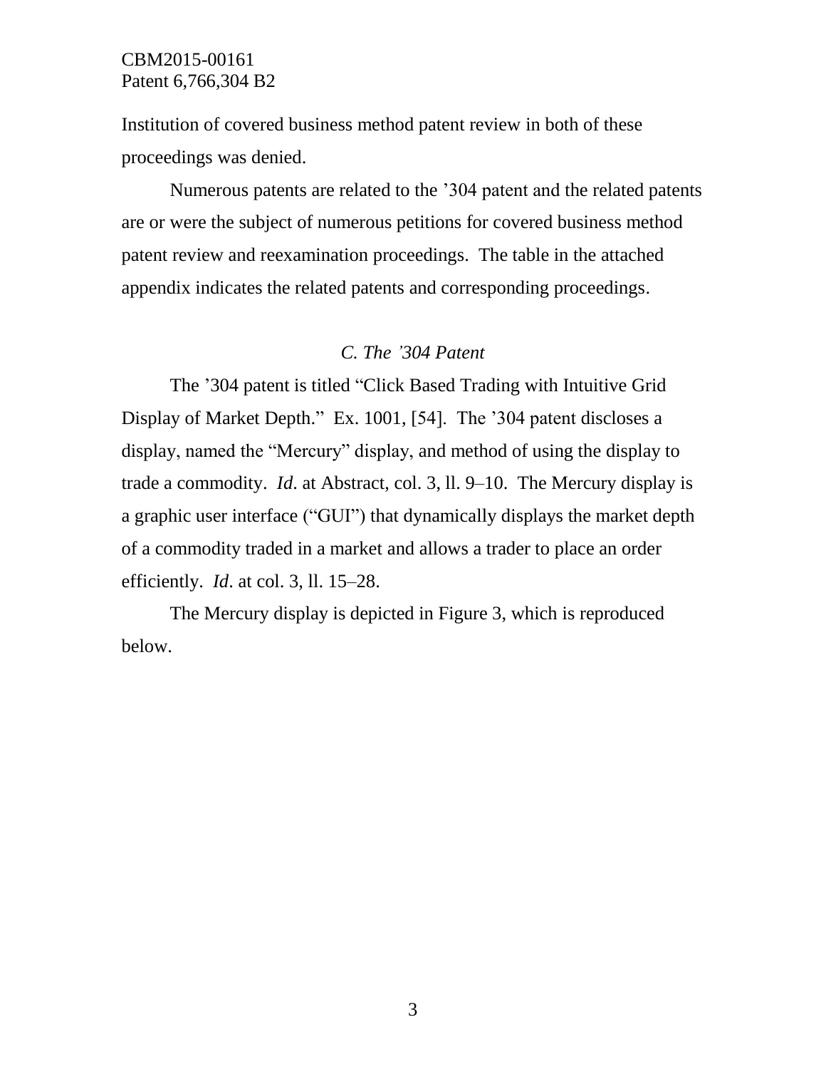Institution of covered business method patent review in both of these proceedings was denied.

Numerous patents are related to the ’304 patent and the related patents are or were the subject of numerous petitions for covered business method patent review and reexamination proceedings. The table in the attached appendix indicates the related patents and corresponding proceedings.

### *C. The ’304 Patent*

The ’304 patent is titled “Click Based Trading with Intuitive Grid Display of Market Depth.” Ex. 1001, [54]. The ’304 patent discloses a display, named the “Mercury” display, and method of using the display to trade a commodity. *Id*. at Abstract, col. 3, ll. 9–10. The Mercury display is a graphic user interface (“GUI”) that dynamically displays the market depth of a commodity traded in a market and allows a trader to place an order efficiently. *Id*. at col. 3, ll. 15–28.

The Mercury display is depicted in Figure 3, which is reproduced below.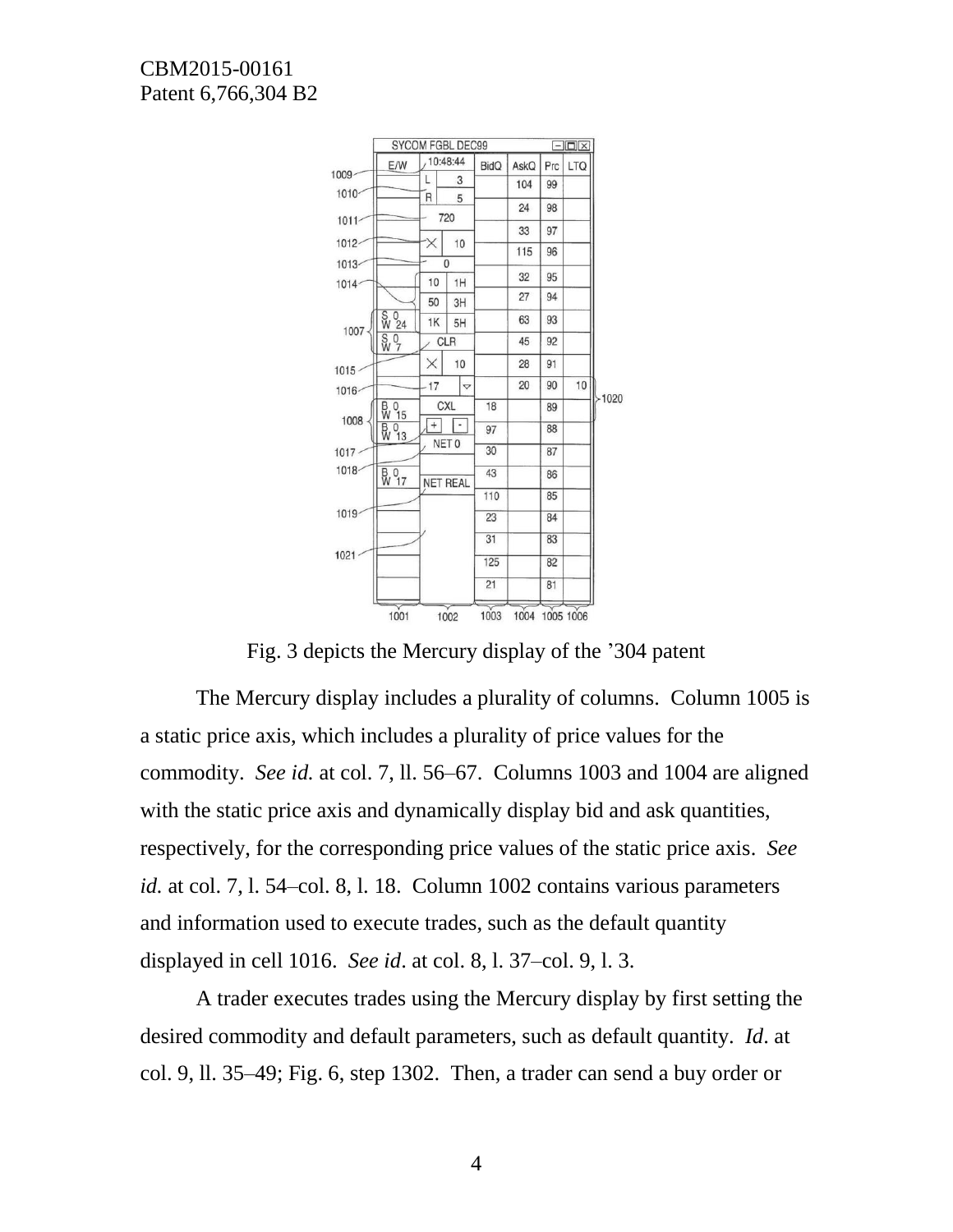Fig. 3 depicts the Mercury display of the '304 patent

The Mercury display includes a plurality of columns. Column 1005 is a static price axis, which includes a plurality of price values for the commodity. *See id.* at col. 7, ll. 56–67. Columns 1003 and 1004 are aligned with the static price axis and dynamically display bid and ask quantities, respectively, for the corresponding price values of the static price axis. *See id.* at col. 7, l. 54–col. 8, l. 18. Column 1002 contains various parameters and information used to execute trades, such as the default quantity displayed in cell 1016. *See id*. at col. 8, l. 37–col. 9, l. 3.

A trader executes trades using the Mercury display by first setting the desired commodity and default parameters, such as default quantity. *Id*. at col. 9, ll. 35–49; Fig. 6, step 1302. Then, a trader can send a buy order or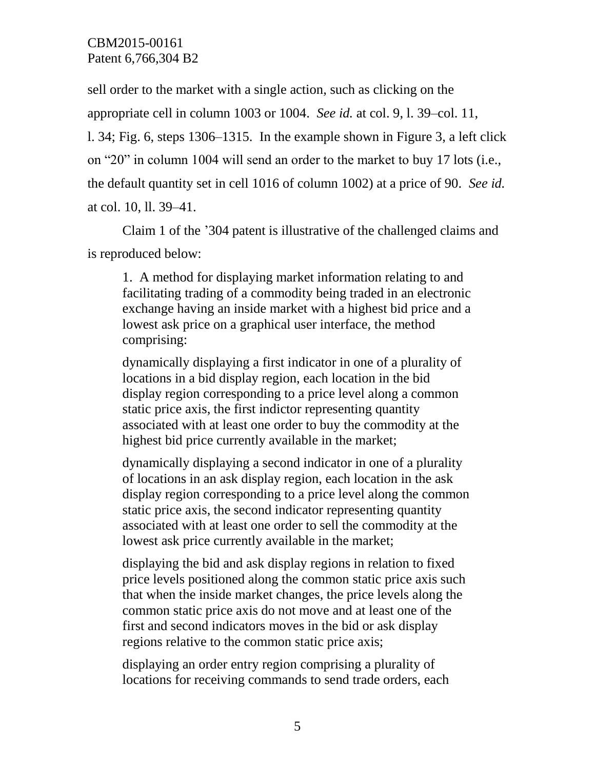sell order to the market with a single action, such as clicking on the appropriate cell in column 1003 or 1004. *See id.* at col. 9, l. 39–col. 11, l. 34; Fig. 6, steps 1306–1315. In the example shown in Figure 3, a left click on "20" in column 1004 will send an order to the market to buy 17 lots (i.e., the default quantity set in cell 1016 of column 1002) at a price of 90. *See id.* at col. 10, ll. 39–41.

Claim 1 of the '304 patent is illustrative of the challenged claims and is reproduced below:

> 1. A method for displaying market information relating to and facilitating trading of a commodity being traded in an electronic exchange having an inside market with a highest bid price and a lowest ask price on a graphical user interface, the method comprising:
>
> dynamically displaying a first indicator in one of a plurality of locations in a bid display region, each location in the bid display region corresponding to a price level along a common static price axis, the first indictor representing quantity associated with at least one order to buy the commodity at the highest bid price currently available in the market;
>
> dynamically displaying a second indicator in one of a plurality of locations in an ask display region, each location in the ask display region corresponding to a price level along the common static price axis, the second indicator representing quantity associated with at least one order to sell the commodity at the lowest ask price currently available in the market;
>
> displaying the bid and ask display regions in relation to fixed price levels positioned along the common static price axis such that when the inside market changes, the price levels along the common static price axis do not move and at least one of the first and second indicators moves in the bid or ask display regions relative to the common static price axis;
>
> displaying an order entry region comprising a plurality of locations for receiving commands to send trade orders, each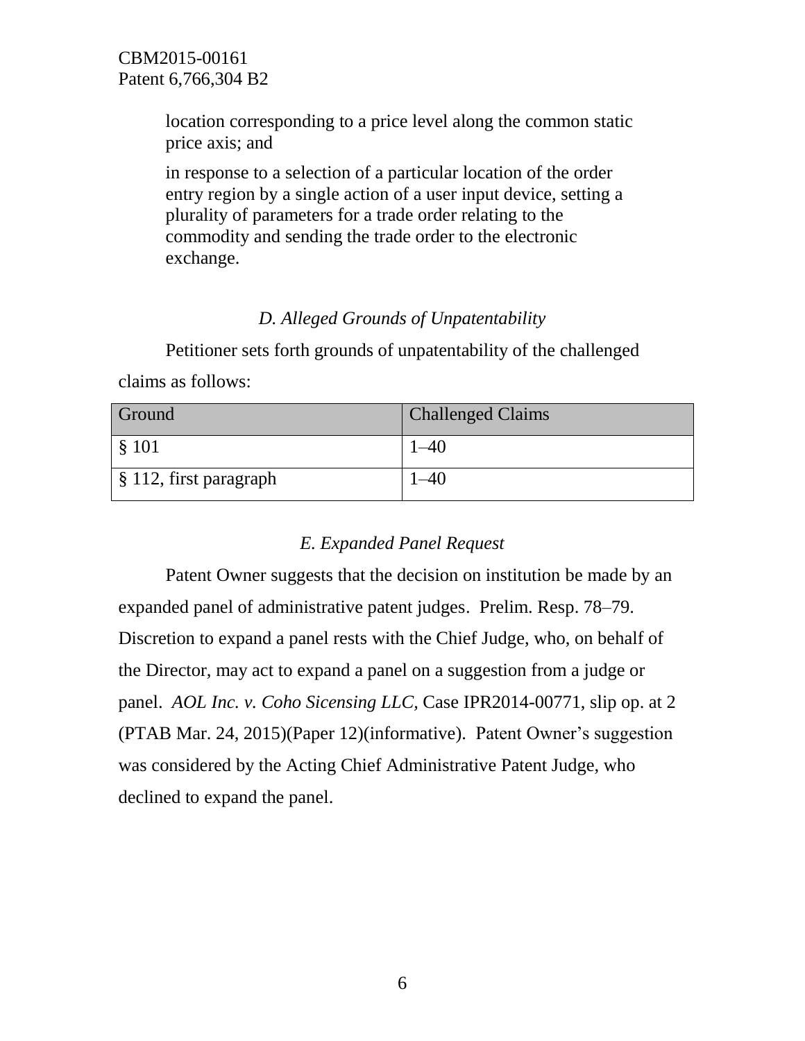location corresponding to a price level along the common static price axis; and

in response to a selection of a particular location of the order entry region by a single action of a user input device, setting a plurality of parameters for a trade order relating to the commodity and sending the trade order to the electronic exchange.

### *D. Alleged Grounds of Unpatentability*

Petitioner sets forth grounds of unpatentability of the challenged claims as follows:

| Ground | Challenged Claims |
| --- | --- |
| § 101 | 1–40 |
| § 112, first paragraph | 1–40 |

### *E. Expanded Panel Request*

Patent Owner suggests that the decision on institution be made by an expanded panel of administrative patent judges. Prelim. Resp. 78–79. Discretion to expand a panel rests with the Chief Judge, who, on behalf of the Director, may act to expand a panel on a suggestion from a judge or panel. *AOL Inc. v. Coho Sicensing LLC,* Case IPR2014-00771, slip op. at 2 (PTAB Mar. 24, 2015)(Paper 12)(informative). Patent Owner's suggestion was considered by the Acting Chief Administrative Patent Judge, who declined to expand the panel.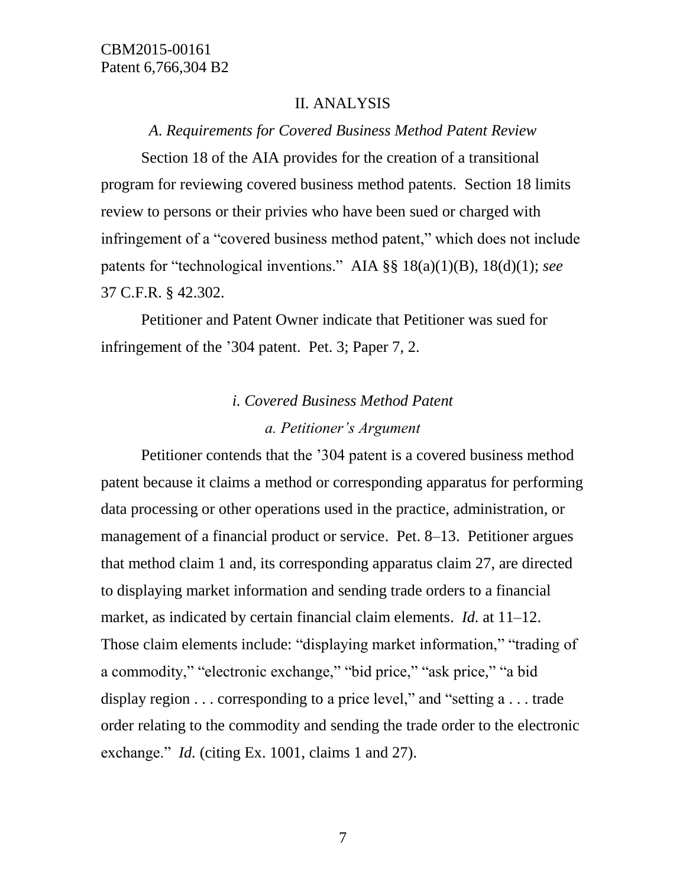## II. ANALYSIS

### *A. Requirements for Covered Business Method Patent Review*

Section 18 of the AIA provides for the creation of a transitional program for reviewing covered business method patents. Section 18 limits review to persons or their privies who have been sued or charged with infringement of a "covered business method patent," which does not include patents for "technological inventions." AIA §§ 18(a)(1)(B), 18(d)(1); *see* 37 C.F.R. § 42.302.

Petitioner and Patent Owner indicate that Petitioner was sued for infringement of the '304 patent. Pet. 3; Paper 7, 2.

#### *i. Covered Business Method Patent*

##### *a. Petitioner's Argument*

Petitioner contends that the '304 patent is a covered business method patent because it claims a method or corresponding apparatus for performing data processing or other operations used in the practice, administration, or management of a financial product or service. Pet. 8–13. Petitioner argues that method claim 1 and, its corresponding apparatus claim 27, are directed to displaying market information and sending trade orders to a financial market, as indicated by certain financial claim elements. *Id.* at 11–12. Those claim elements include: "displaying market information," "trading of a commodity," "electronic exchange," "bid price," "ask price," "a bid display region . . . corresponding to a price level," and "setting a . . . trade order relating to the commodity and sending the trade order to the electronic exchange." *Id.* (citing Ex. 1001, claims 1 and 27).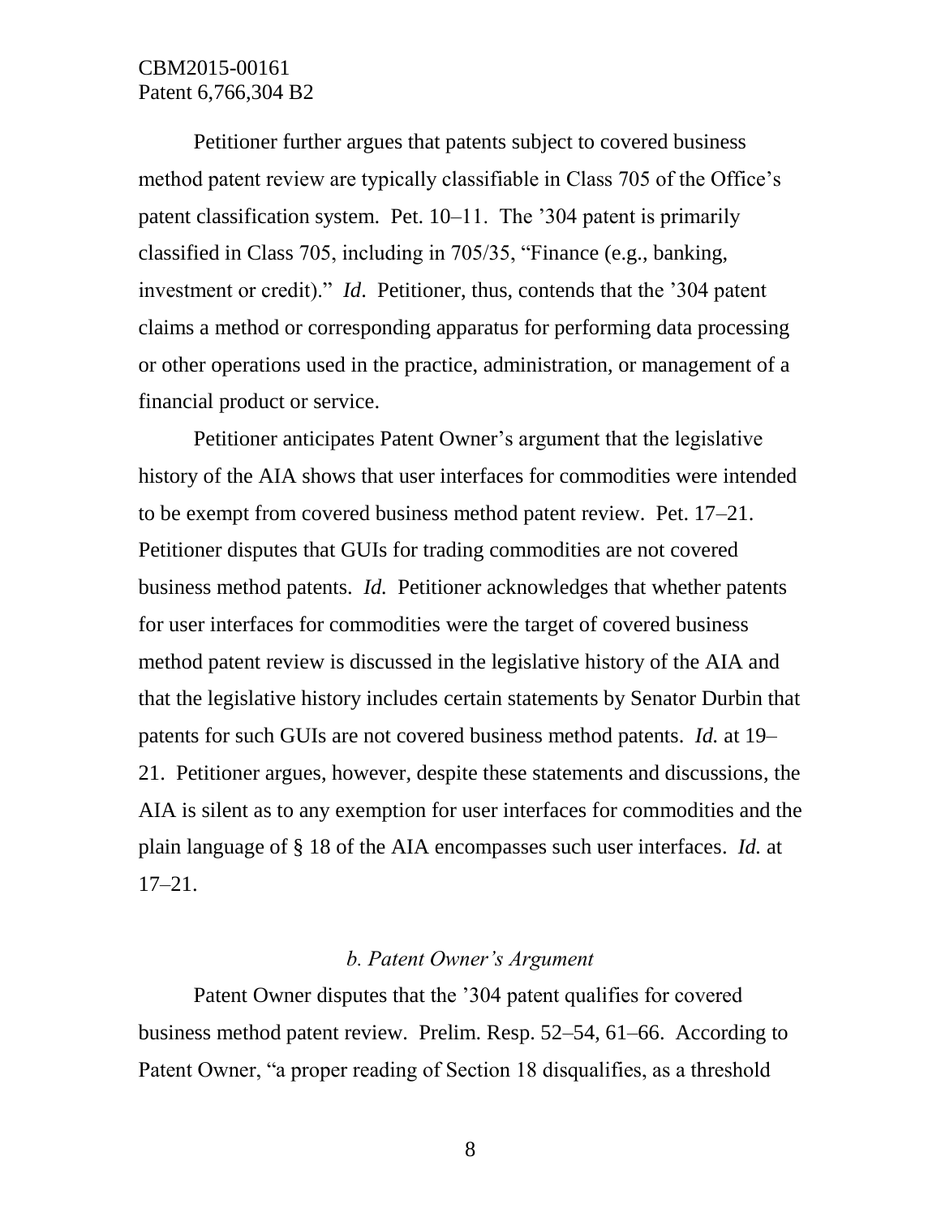Petitioner further argues that patents subject to covered business method patent review are typically classifiable in Class 705 of the Office's patent classification system. Pet. 10–11. The '304 patent is primarily classified in Class 705, including in 705/35, "Finance (e.g., banking, investment or credit)." *Id*. Petitioner, thus, contends that the '304 patent claims a method or corresponding apparatus for performing data processing or other operations used in the practice, administration, or management of a financial product or service.

Petitioner anticipates Patent Owner's argument that the legislative history of the AIA shows that user interfaces for commodities were intended to be exempt from covered business method patent review. Pet. 17–21. Petitioner disputes that GUIs for trading commodities are not covered business method patents. *Id.* Petitioner acknowledges that whether patents for user interfaces for commodities were the target of covered business method patent review is discussed in the legislative history of the AIA and that the legislative history includes certain statements by Senator Durbin that patents for such GUIs are not covered business method patents. *Id.* at 19–21. Petitioner argues, however, despite these statements and discussions, the AIA is silent as to any exemption for user interfaces for commodities and the plain language of § 18 of the AIA encompasses such user interfaces. *Id.* at 17–21.

*b. Patent Owner's Argument*

Patent Owner disputes that the '304 patent qualifies for covered business method patent review. Prelim. Resp. 52–54, 61–66. According to Patent Owner, "a proper reading of Section 18 disqualifies, as a threshold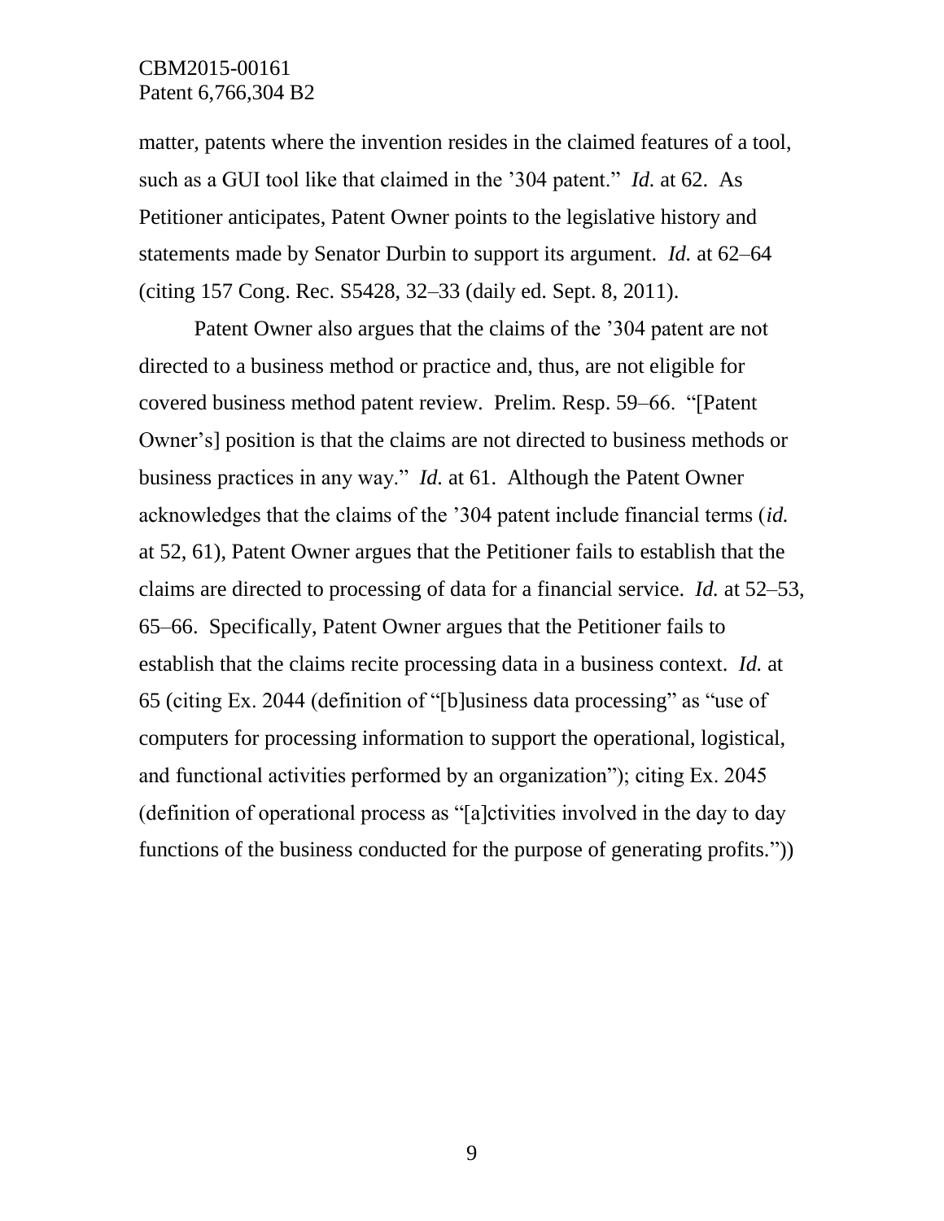matter, patents where the invention resides in the claimed features of a tool, such as a GUI tool like that claimed in the '304 patent." *Id.* at 62. As Petitioner anticipates, Patent Owner points to the legislative history and statements made by Senator Durbin to support its argument. *Id.* at 62–64 (citing 157 Cong. Rec. S5428, 32–33 (daily ed. Sept. 8, 2011).

Patent Owner also argues that the claims of the '304 patent are not directed to a business method or practice and, thus, are not eligible for covered business method patent review. Prelim. Resp. 59–66. "[Patent Owner's] position is that the claims are not directed to business methods or business practices in any way." *Id.* at 61. Although the Patent Owner acknowledges that the claims of the '304 patent include financial terms (*id.* at 52, 61), Patent Owner argues that the Petitioner fails to establish that the claims are directed to processing of data for a financial service. *Id.* at 52–53, 65–66. Specifically, Patent Owner argues that the Petitioner fails to establish that the claims recite processing data in a business context. *Id.* at 65 (citing Ex. 2044 (definition of "[b]usiness data processing" as "use of computers for processing information to support the operational, logistical, and functional activities performed by an organization"); citing Ex. 2045 (definition of operational process as "[a]ctivities involved in the day to day functions of the business conducted for the purpose of generating profits."))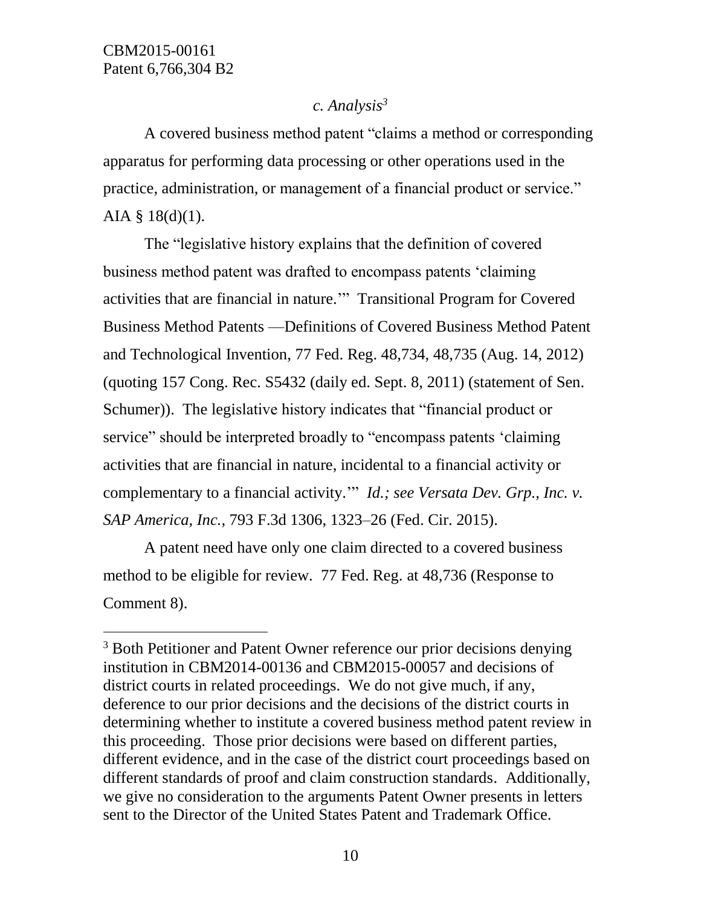### *c. Analysis*[3]

A covered business method patent "claims a method or corresponding apparatus for performing data processing or other operations used in the practice, administration, or management of a financial product or service." AIA § 18(d)(1).

The "legislative history explains that the definition of covered business method patent was drafted to encompass patents 'claiming activities that are financial in nature.'" Transitional Program for Covered Business Method Patents —Definitions of Covered Business Method Patent and Technological Invention, 77 Fed. Reg. 48,734, 48,735 (Aug. 14, 2012) (quoting 157 Cong. Rec. S5432 (daily ed. Sept. 8, 2011) (statement of Sen. Schumer)). The legislative history indicates that "financial product or service" should be interpreted broadly to "encompass patents 'claiming activities that are financial in nature, incidental to a financial activity or complementary to a financial activity.'" *Id.; see Versata Dev. Grp., Inc. v. SAP America, Inc.,* 793 F.3d 1306, 1323–26 (Fed. Cir. 2015).

A patent need have only one claim directed to a covered business method to be eligible for review. 77 Fed. Reg. at 48,736 (Response to Comment 8).

---

[3] Both Petitioner and Patent Owner reference our prior decisions denying institution in CBM2014-00136 and CBM2015-00057 and decisions of district courts in related proceedings. We do not give much, if any, deference to our prior decisions and the decisions of the district courts in determining whether to institute a covered business method patent review in this proceeding. Those prior decisions were based on different parties, different evidence, and in the case of the district court proceedings based on different standards of proof and claim construction standards. Additionally, we give no consideration to the arguments Patent Owner presents in letters sent to the Director of the United States Patent and Trademark Office.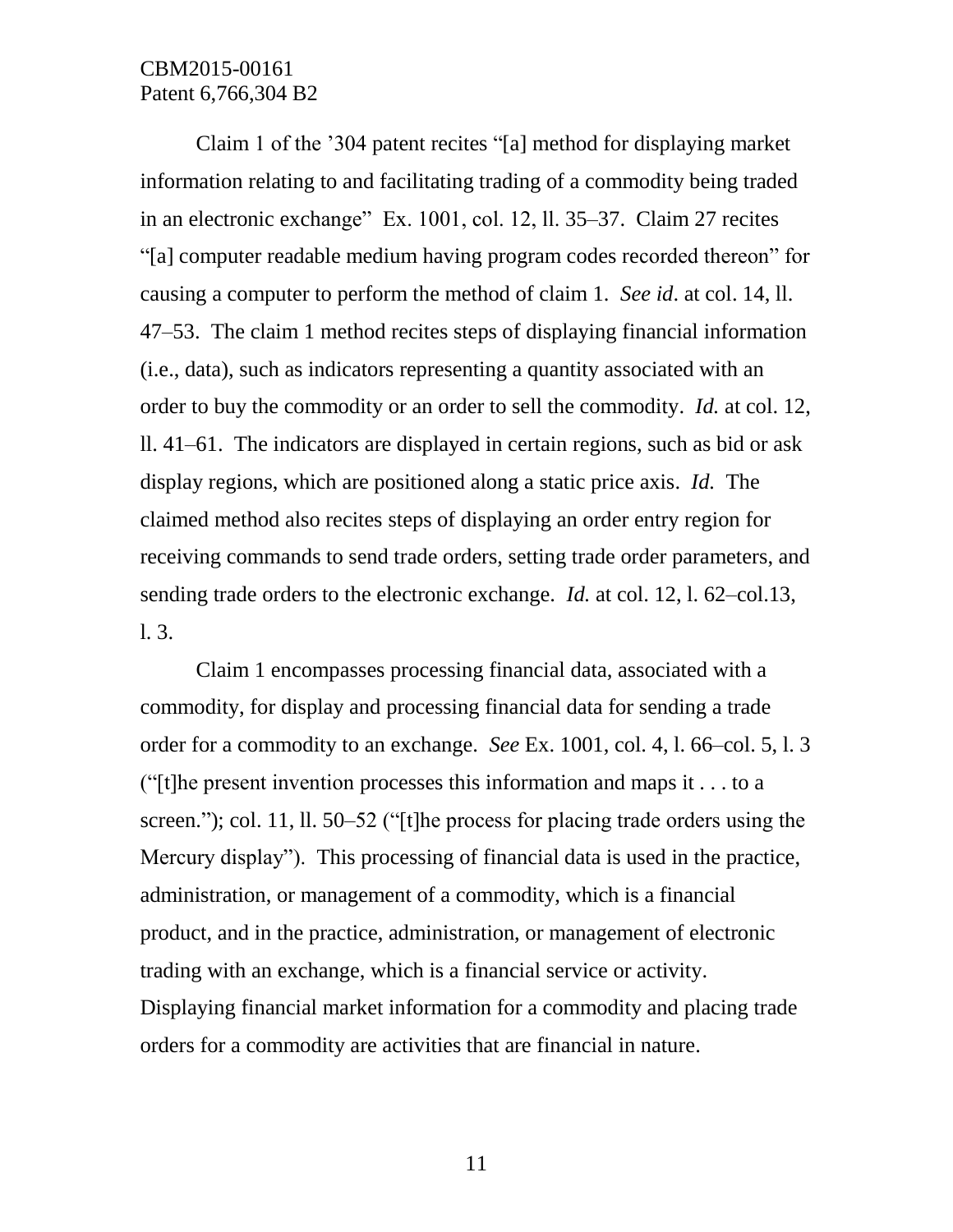Claim 1 of the ’304 patent recites “[a] method for displaying market information relating to and facilitating trading of a commodity being traded in an electronic exchange” Ex. 1001, col. 12, ll. 35–37. Claim 27 recites “[a] computer readable medium having program codes recorded thereon” for causing a computer to perform the method of claim 1. *See id*. at col. 14, ll. 47–53. The claim 1 method recites steps of displaying financial information (i.e., data), such as indicators representing a quantity associated with an order to buy the commodity or an order to sell the commodity. *Id.* at col. 12, ll. 41–61. The indicators are displayed in certain regions, such as bid or ask display regions, which are positioned along a static price axis. *Id.* The claimed method also recites steps of displaying an order entry region for receiving commands to send trade orders, setting trade order parameters, and sending trade orders to the electronic exchange. *Id.* at col. 12, l. 62–col.13, l. 3.

Claim 1 encompasses processing financial data, associated with a commodity, for display and processing financial data for sending a trade order for a commodity to an exchange. *See* Ex. 1001, col. 4, l. 66–col. 5, l. 3 (“[t]he present invention processes this information and maps it . . . to a screen.”); col. 11, ll. 50–52 (“[t]he process for placing trade orders using the Mercury display”). This processing of financial data is used in the practice, administration, or management of a commodity, which is a financial product, and in the practice, administration, or management of electronic trading with an exchange, which is a financial service or activity. Displaying financial market information for a commodity and placing trade orders for a commodity are activities that are financial in nature.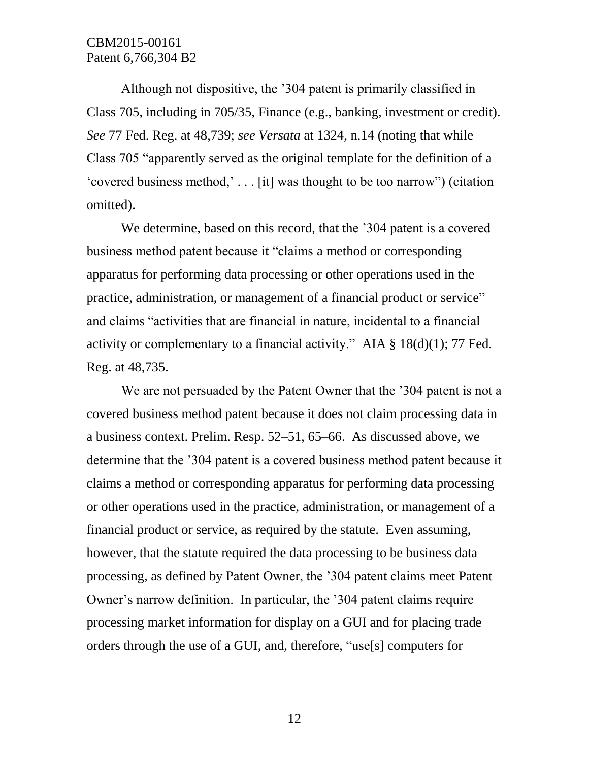Although not dispositive, the '304 patent is primarily classified in Class 705, including in 705/35, Finance (e.g., banking, investment or credit). *See* 77 Fed. Reg. at 48,739; *see Versata* at 1324, n.14 (noting that while Class 705 "apparently served as the original template for the definition of a 'covered business method,' . . . [it] was thought to be too narrow") (citation omitted).

We determine, based on this record, that the '304 patent is a covered business method patent because it "claims a method or corresponding apparatus for performing data processing or other operations used in the practice, administration, or management of a financial product or service" and claims "activities that are financial in nature, incidental to a financial activity or complementary to a financial activity." AIA § 18(d)(1); 77 Fed. Reg. at 48,735.

We are not persuaded by the Patent Owner that the '304 patent is not a covered business method patent because it does not claim processing data in a business context. Prelim. Resp. 52–51, 65–66. As discussed above, we determine that the '304 patent is a covered business method patent because it claims a method or corresponding apparatus for performing data processing or other operations used in the practice, administration, or management of a financial product or service, as required by the statute. Even assuming, however, that the statute required the data processing to be business data processing, as defined by Patent Owner, the '304 patent claims meet Patent Owner's narrow definition. In particular, the '304 patent claims require processing market information for display on a GUI and for placing trade orders through the use of a GUI, and, therefore, "use[s] computers for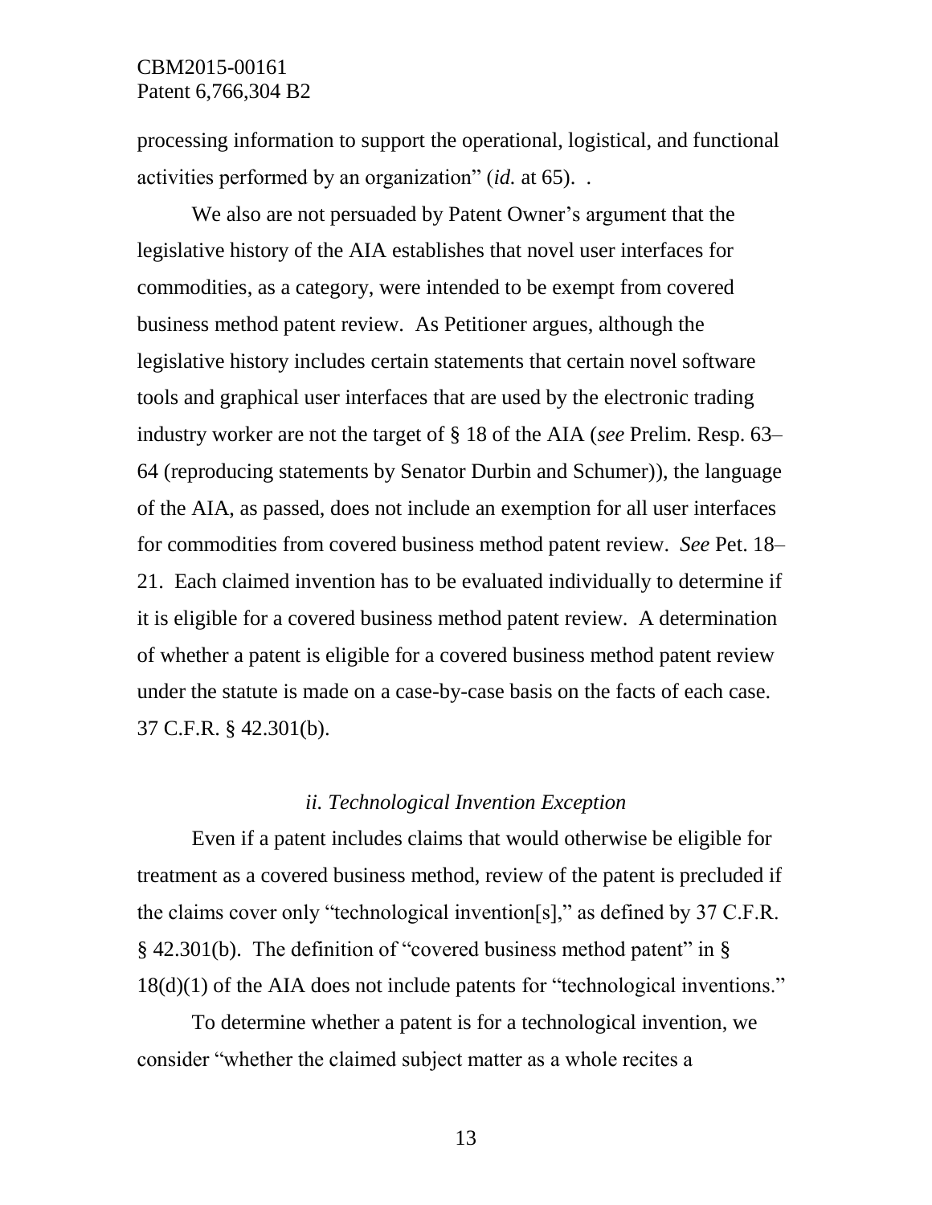processing information to support the operational, logistical, and functional activities performed by an organization" (*id.* at 65). .

We also are not persuaded by Patent Owner's argument that the legislative history of the AIA establishes that novel user interfaces for commodities, as a category, were intended to be exempt from covered business method patent review. As Petitioner argues, although the legislative history includes certain statements that certain novel software tools and graphical user interfaces that are used by the electronic trading industry worker are not the target of § 18 of the AIA (*see* Prelim. Resp. 63–64 (reproducing statements by Senator Durbin and Schumer)), the language of the AIA, as passed, does not include an exemption for all user interfaces for commodities from covered business method patent review. *See* Pet. 18–21. Each claimed invention has to be evaluated individually to determine if it is eligible for a covered business method patent review. A determination of whether a patent is eligible for a covered business method patent review under the statute is made on a case-by-case basis on the facts of each case. 37 C.F.R. § 42.301(b).

*ii. Technological Invention Exception*

Even if a patent includes claims that would otherwise be eligible for treatment as a covered business method, review of the patent is precluded if the claims cover only "technological invention[s]," as defined by 37 C.F.R. § 42.301(b). The definition of "covered business method patent" in § 18(d)(1) of the AIA does not include patents for "technological inventions."

To determine whether a patent is for a technological invention, we consider "whether the claimed subject matter as a whole recites a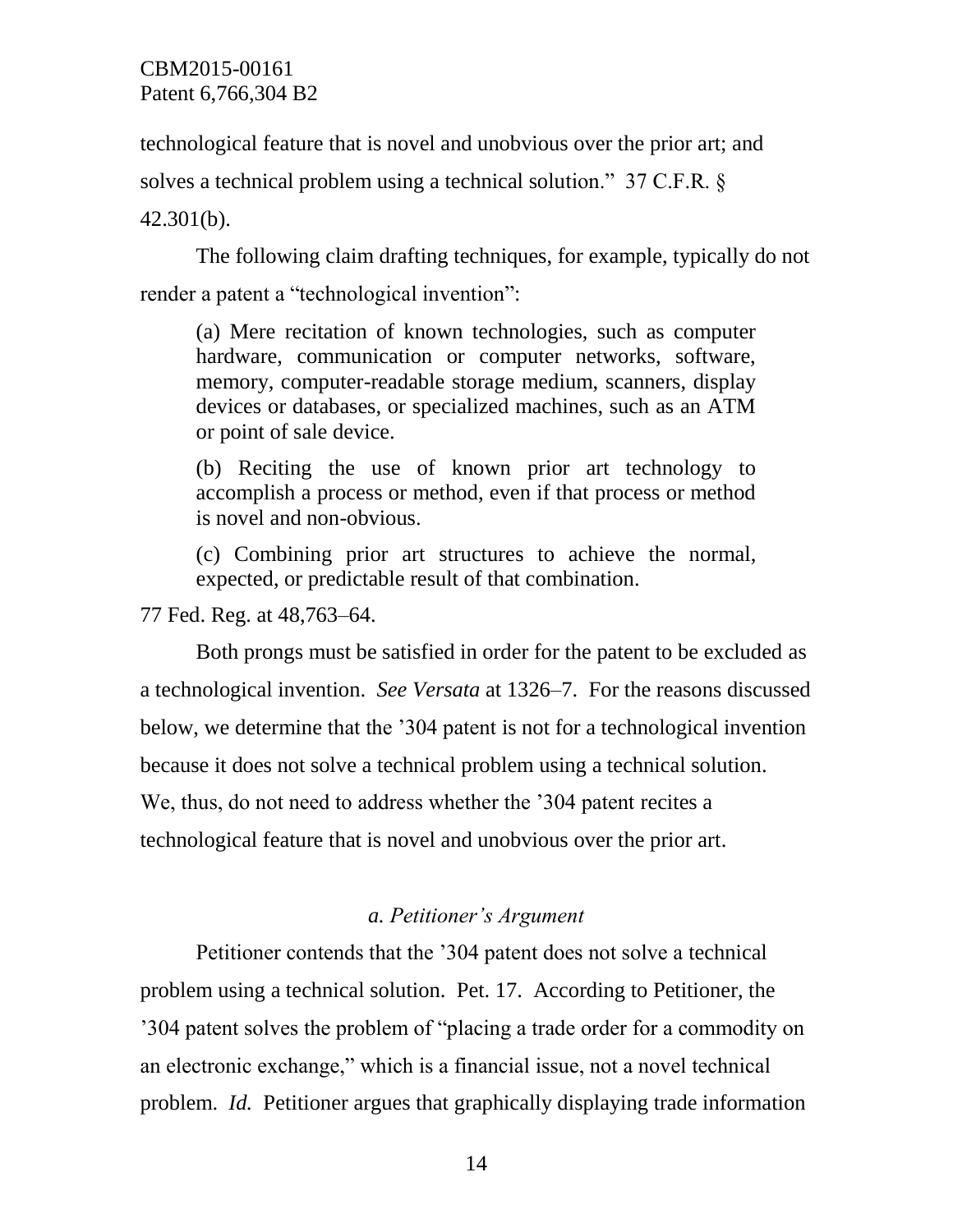technological feature that is novel and unobvious over the prior art; and solves a technical problem using a technical solution." 37 C.F.R. § 42.301(b).

The following claim drafting techniques, for example, typically do not render a patent a "technological invention":

> (a) Mere recitation of known technologies, such as computer hardware, communication or computer networks, software, memory, computer-readable storage medium, scanners, display devices or databases, or specialized machines, such as an ATM or point of sale device.
>
> (b) Reciting the use of known prior art technology to accomplish a process or method, even if that process or method is novel and non-obvious.
>
> (c) Combining prior art structures to achieve the normal, expected, or predictable result of that combination.

77 Fed. Reg. at 48,763–64.

Both prongs must be satisfied in order for the patent to be excluded as a technological invention. *See Versata* at 1326–7. For the reasons discussed below, we determine that the '304 patent is not for a technological invention because it does not solve a technical problem using a technical solution. We, thus, do not need to address whether the '304 patent recites a technological feature that is novel and unobvious over the prior art.

### *a. Petitioner's Argument*

Petitioner contends that the '304 patent does not solve a technical problem using a technical solution. Pet. 17. According to Petitioner, the '304 patent solves the problem of "placing a trade order for a commodity on an electronic exchange," which is a financial issue, not a novel technical problem. *Id.* Petitioner argues that graphically displaying trade information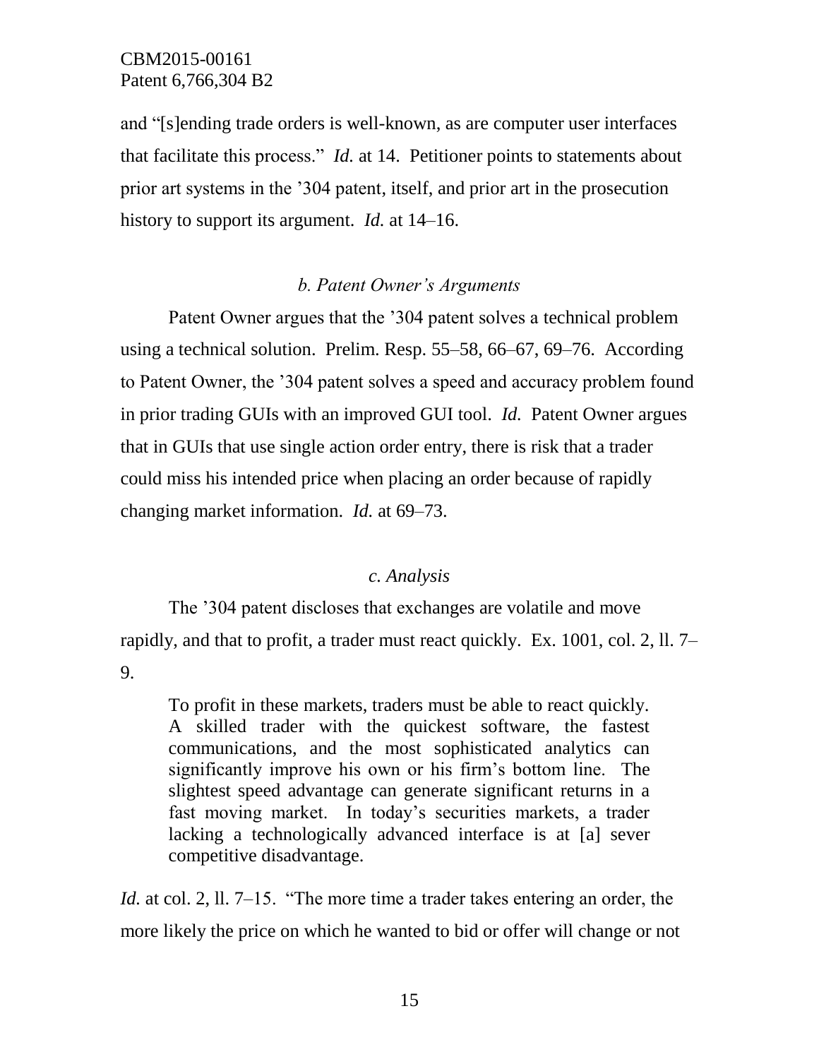and "[s]ending trade orders is well-known, as are computer user interfaces that facilitate this process." *Id.* at 14. Petitioner points to statements about prior art systems in the '304 patent, itself, and prior art in the prosecution history to support its argument. *Id.* at 14–16.

### *b. Patent Owner's Arguments*

Patent Owner argues that the '304 patent solves a technical problem using a technical solution. Prelim. Resp. 55–58, 66–67, 69–76. According to Patent Owner, the '304 patent solves a speed and accuracy problem found in prior trading GUIs with an improved GUI tool. *Id.* Patent Owner argues that in GUIs that use single action order entry, there is risk that a trader could miss his intended price when placing an order because of rapidly changing market information. *Id.* at 69–73.

### *c. Analysis*

The '304 patent discloses that exchanges are volatile and move rapidly, and that to profit, a trader must react quickly. Ex. 1001, col. 2, ll. 7–9.

> To profit in these markets, traders must be able to react quickly. A skilled trader with the quickest software, the fastest communications, and the most sophisticated analytics can significantly improve his own or his firm's bottom line. The slightest speed advantage can generate significant returns in a fast moving market. In today's securities markets, a trader lacking a technologically advanced interface is at [a] sever competitive disadvantage.

*Id.* at col. 2, ll. 7–15. "The more time a trader takes entering an order, the more likely the price on which he wanted to bid or offer will change or not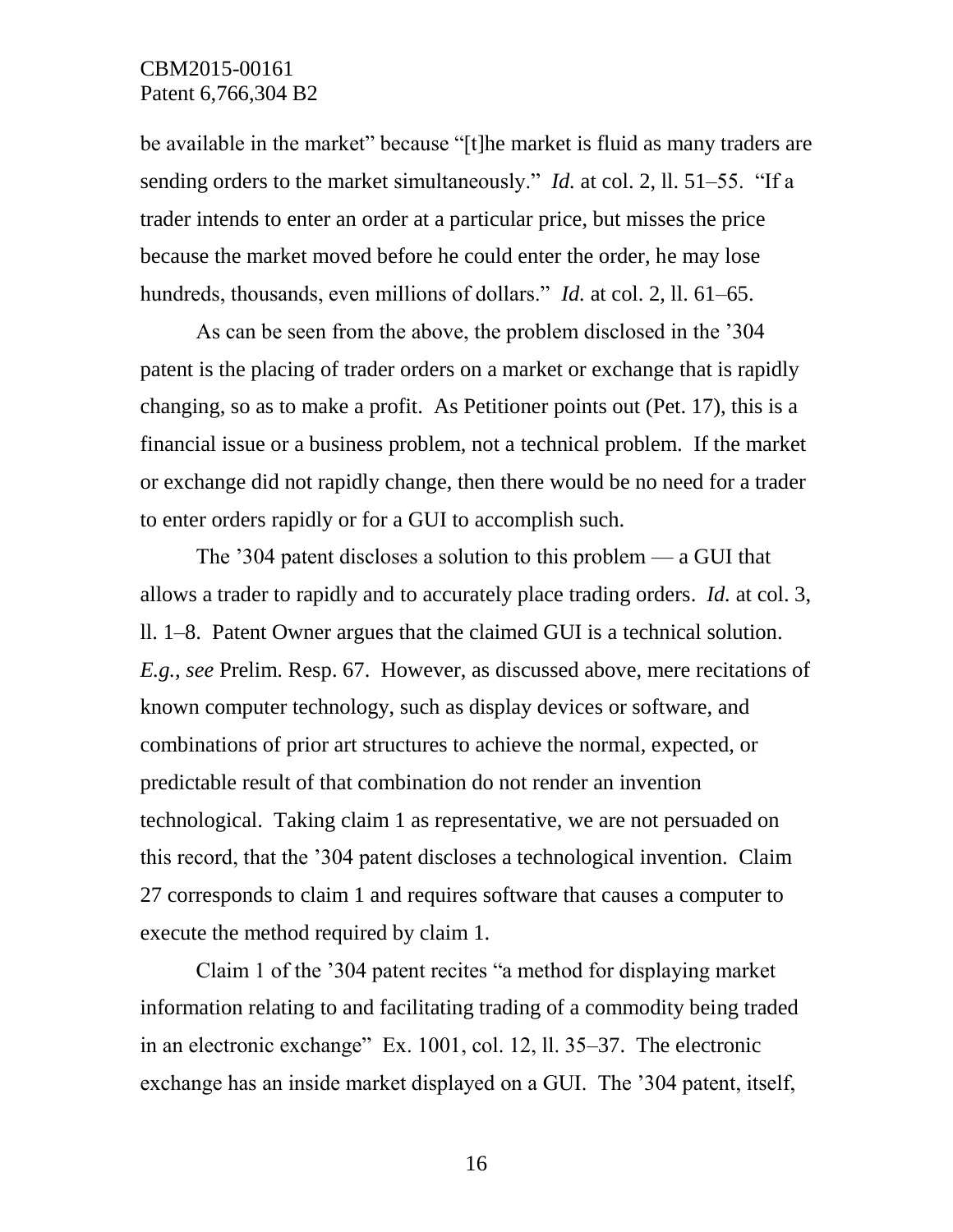be available in the market" because "[t]he market is fluid as many traders are sending orders to the market simultaneously." *Id.* at col. 2, ll. 51–55. "If a trader intends to enter an order at a particular price, but misses the price because the market moved before he could enter the order, he may lose hundreds, thousands, even millions of dollars." *Id.* at col. 2, ll. 61–65.

As can be seen from the above, the problem disclosed in the '304 patent is the placing of trader orders on a market or exchange that is rapidly changing, so as to make a profit. As Petitioner points out (Pet. 17), this is a financial issue or a business problem, not a technical problem. If the market or exchange did not rapidly change, then there would be no need for a trader to enter orders rapidly or for a GUI to accomplish such.

The '304 patent discloses a solution to this problem — a GUI that allows a trader to rapidly and to accurately place trading orders. *Id.* at col. 3, ll. 1–8. Patent Owner argues that the claimed GUI is a technical solution. *E.g., see* Prelim. Resp. 67. However, as discussed above, mere recitations of known computer technology, such as display devices or software, and combinations of prior art structures to achieve the normal, expected, or predictable result of that combination do not render an invention technological. Taking claim 1 as representative, we are not persuaded on this record, that the '304 patent discloses a technological invention. Claim 27 corresponds to claim 1 and requires software that causes a computer to execute the method required by claim 1.

Claim 1 of the '304 patent recites "a method for displaying market information relating to and facilitating trading of a commodity being traded in an electronic exchange" Ex. 1001, col. 12, ll. 35–37. The electronic exchange has an inside market displayed on a GUI. The '304 patent, itself,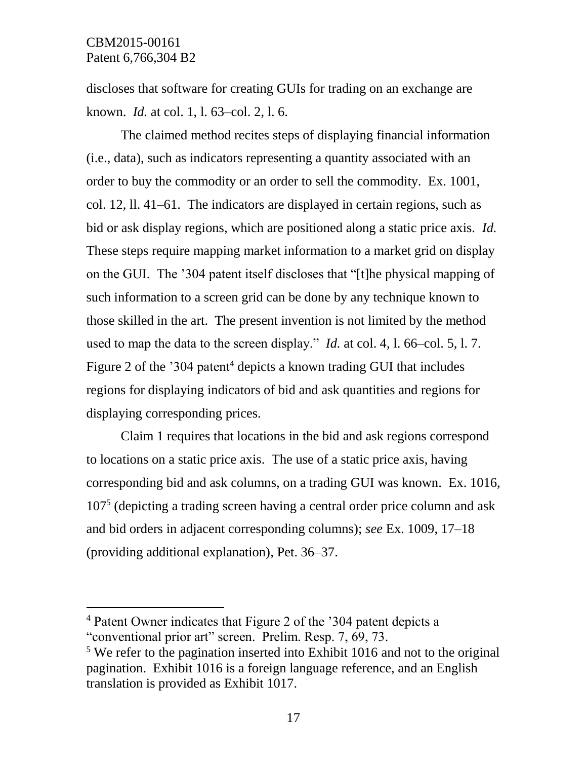discloses that software for creating GUIs for trading on an exchange are known. *Id.* at col. 1, l. 63–col. 2, l. 6.

The claimed method recites steps of displaying financial information (i.e., data), such as indicators representing a quantity associated with an order to buy the commodity or an order to sell the commodity. Ex. 1001, col. 12, ll. 41–61. The indicators are displayed in certain regions, such as bid or ask display regions, which are positioned along a static price axis. *Id.* These steps require mapping market information to a market grid on display on the GUI. The '304 patent itself discloses that "[t]he physical mapping of such information to a screen grid can be done by any technique known to those skilled in the art. The present invention is not limited by the method used to map the data to the screen display." *Id.* at col. 4, l. 66–col. 5, l. 7. Figure 2 of the '304 patent[4] depicts a known trading GUI that includes regions for displaying indicators of bid and ask quantities and regions for displaying corresponding prices.

Claim 1 requires that locations in the bid and ask regions correspond to locations on a static price axis. The use of a static price axis, having corresponding bid and ask columns, on a trading GUI was known. Ex. 1016, 107[5] (depicting a trading screen having a central order price column and ask and bid orders in adjacent corresponding columns); *see* Ex. 1009, 17–18 (providing additional explanation), Pet. 36–37.

---

[4] Patent Owner indicates that Figure 2 of the '304 patent depicts a "conventional prior art" screen. Prelim. Resp. 7, 69, 73.

[5] We refer to the pagination inserted into Exhibit 1016 and not to the original pagination. Exhibit 1016 is a foreign language reference, and an English translation is provided as Exhibit 1017.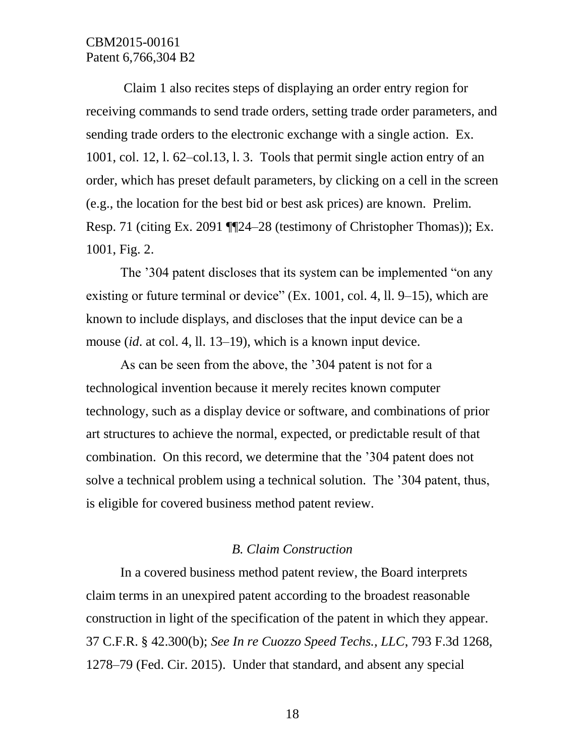Claim 1 also recites steps of displaying an order entry region for receiving commands to send trade orders, setting trade order parameters, and sending trade orders to the electronic exchange with a single action. Ex. 1001, col. 12, l. 62–col.13, l. 3. Tools that permit single action entry of an order, which has preset default parameters, by clicking on a cell in the screen (e.g., the location for the best bid or best ask prices) are known. Prelim. Resp. 71 (citing Ex. 2091 ¶¶24–28 (testimony of Christopher Thomas)); Ex. 1001, Fig. 2.

The '304 patent discloses that its system can be implemented "on any existing or future terminal or device" (Ex. 1001, col. 4, ll. 9–15), which are known to include displays, and discloses that the input device can be a mouse (*id*. at col. 4, ll. 13–19), which is a known input device.

As can be seen from the above, the '304 patent is not for a technological invention because it merely recites known computer technology, such as a display device or software, and combinations of prior art structures to achieve the normal, expected, or predictable result of that combination. On this record, we determine that the '304 patent does not solve a technical problem using a technical solution. The '304 patent, thus, is eligible for covered business method patent review.

### *B. Claim Construction*

In a covered business method patent review, the Board interprets claim terms in an unexpired patent according to the broadest reasonable construction in light of the specification of the patent in which they appear. 37 C.F.R. § 42.300(b); *See In re Cuozzo Speed Techs., LLC*, 793 F.3d 1268, 1278–79 (Fed. Cir. 2015). Under that standard, and absent any special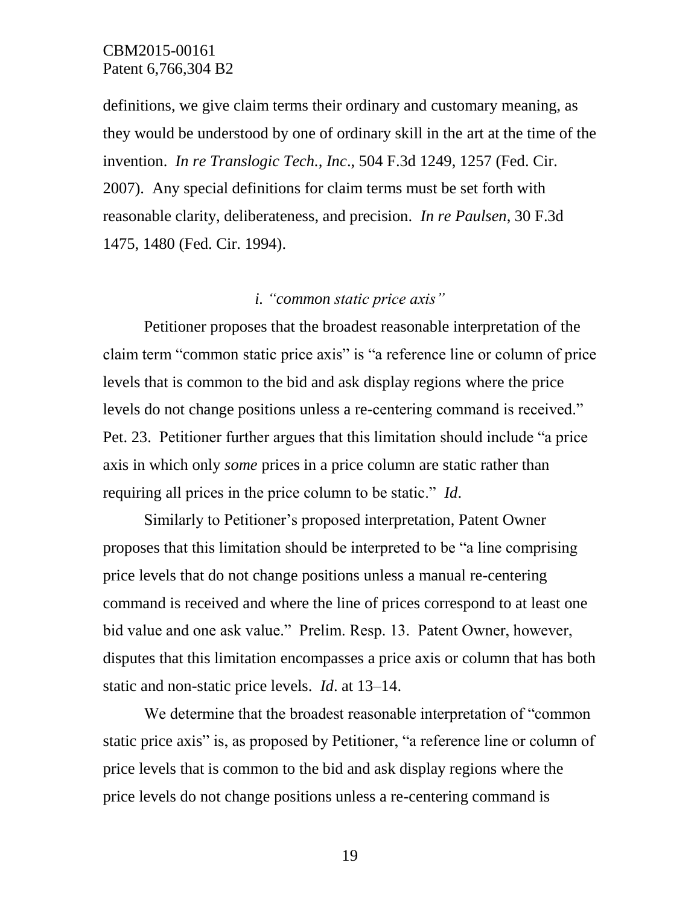definitions, we give claim terms their ordinary and customary meaning, as they would be understood by one of ordinary skill in the art at the time of the invention. *In re Translogic Tech., Inc*., 504 F.3d 1249, 1257 (Fed. Cir. 2007). Any special definitions for claim terms must be set forth with reasonable clarity, deliberateness, and precision. *In re Paulsen*, 30 F.3d 1475, 1480 (Fed. Cir. 1994).

### *i. "common static price axis"*

Petitioner proposes that the broadest reasonable interpretation of the claim term "common static price axis" is "a reference line or column of price levels that is common to the bid and ask display regions where the price levels do not change positions unless a re-centering command is received." Pet. 23. Petitioner further argues that this limitation should include "a price axis in which only *some* prices in a price column are static rather than requiring all prices in the price column to be static." *Id*.

Similarly to Petitioner's proposed interpretation, Patent Owner proposes that this limitation should be interpreted to be "a line comprising price levels that do not change positions unless a manual re-centering command is received and where the line of prices correspond to at least one bid value and one ask value." Prelim. Resp. 13. Patent Owner, however, disputes that this limitation encompasses a price axis or column that has both static and non-static price levels. *Id*. at 13–14.

We determine that the broadest reasonable interpretation of "common static price axis" is, as proposed by Petitioner, "a reference line or column of price levels that is common to the bid and ask display regions where the price levels do not change positions unless a re-centering command is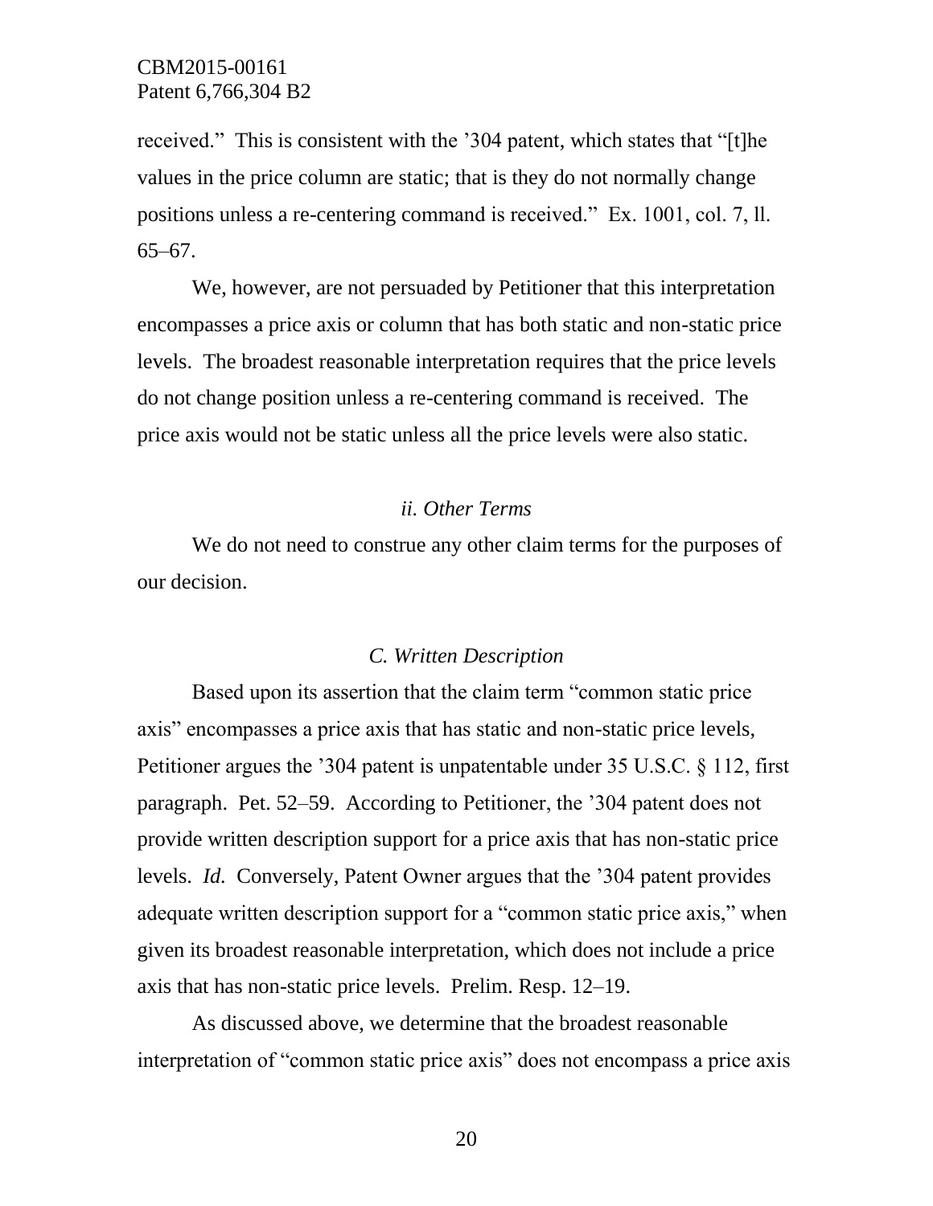received." This is consistent with the '304 patent, which states that "[t]he values in the price column are static; that is they do not normally change positions unless a re-centering command is received." Ex. 1001, col. 7, ll. 65–67.

We, however, are not persuaded by Petitioner that this interpretation encompasses a price axis or column that has both static and non-static price levels. The broadest reasonable interpretation requires that the price levels do not change position unless a re-centering command is received. The price axis would not be static unless all the price levels were also static.

#### *ii. Other Terms*

We do not need to construe any other claim terms for the purposes of our decision.

### *C. Written Description*

Based upon its assertion that the claim term "common static price axis" encompasses a price axis that has static and non-static price levels, Petitioner argues the '304 patent is unpatentable under 35 U.S.C. § 112, first paragraph. Pet. 52–59. According to Petitioner, the '304 patent does not provide written description support for a price axis that has non-static price levels. *Id.* Conversely, Patent Owner argues that the '304 patent provides adequate written description support for a "common static price axis," when given its broadest reasonable interpretation, which does not include a price axis that has non-static price levels. Prelim. Resp. 12–19.

As discussed above, we determine that the broadest reasonable interpretation of "common static price axis" does not encompass a price axis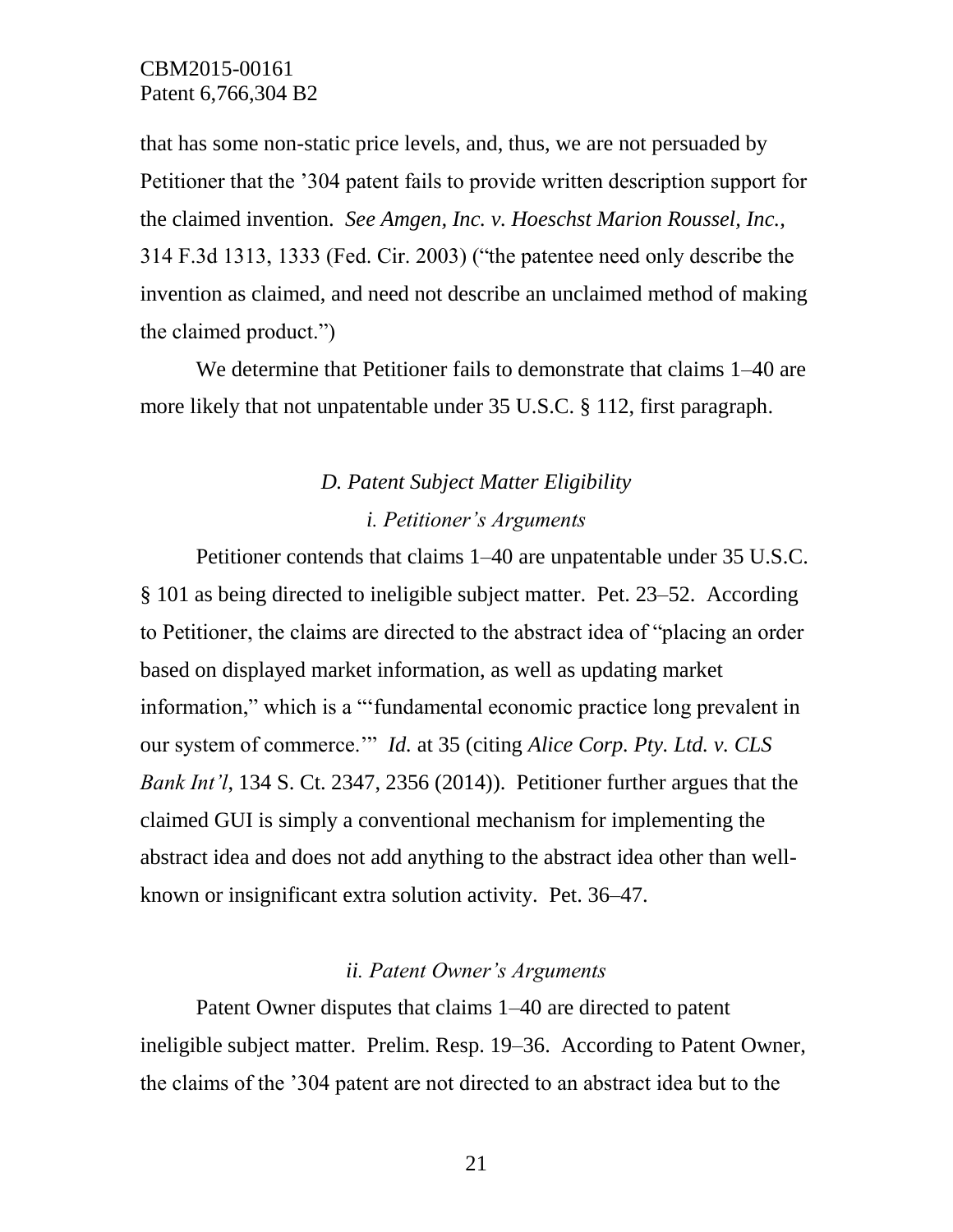that has some non-static price levels, and, thus, we are not persuaded by Petitioner that the '304 patent fails to provide written description support for the claimed invention. *See Amgen, Inc. v. Hoeschst Marion Roussel, Inc.*, 314 F.3d 1313, 1333 (Fed. Cir. 2003) ("the patentee need only describe the invention as claimed, and need not describe an unclaimed method of making the claimed product.")

We determine that Petitioner fails to demonstrate that claims 1–40 are more likely that not unpatentable under 35 U.S.C. § 112, first paragraph.

### *D. Patent Subject Matter Eligibility*

#### *i. Petitioner's Arguments*

Petitioner contends that claims 1–40 are unpatentable under 35 U.S.C. § 101 as being directed to ineligible subject matter. Pet. 23–52. According to Petitioner, the claims are directed to the abstract idea of "placing an order based on displayed market information, as well as updating market information," which is a "'fundamental economic practice long prevalent in our system of commerce.'" *Id.* at 35 (citing *Alice Corp. Pty. Ltd. v. CLS Bank Int'l*, 134 S. Ct. 2347, 2356 (2014)). Petitioner further argues that the claimed GUI is simply a conventional mechanism for implementing the abstract idea and does not add anything to the abstract idea other than well-known or insignificant extra solution activity. Pet. 36–47.

#### *ii. Patent Owner's Arguments*

Patent Owner disputes that claims 1–40 are directed to patent ineligible subject matter. Prelim. Resp. 19–36. According to Patent Owner, the claims of the '304 patent are not directed to an abstract idea but to the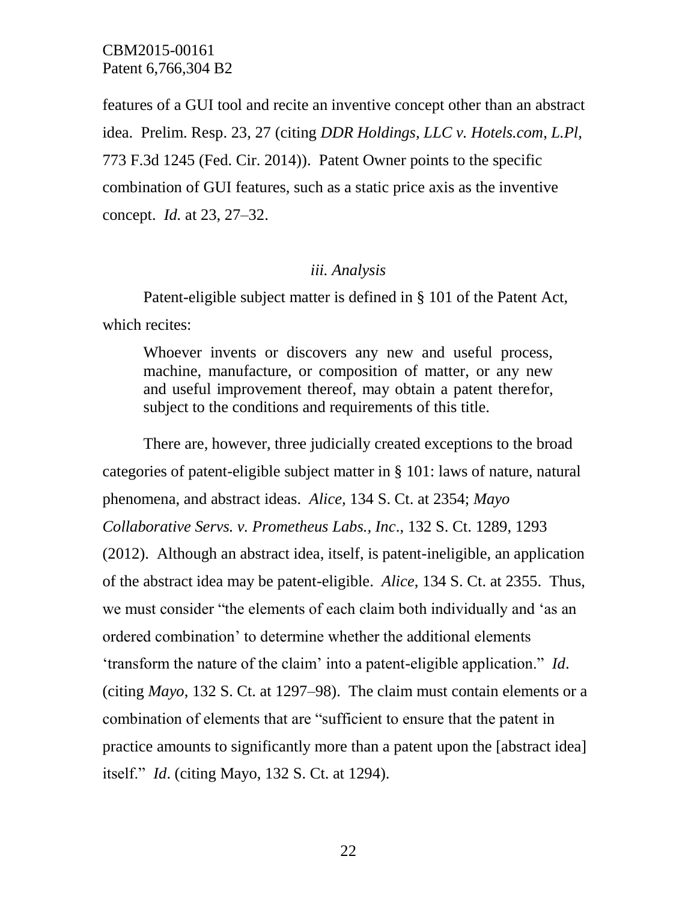features of a GUI tool and recite an inventive concept other than an abstract idea. Prelim. Resp. 23, 27 (citing *DDR Holdings, LLC v. Hotels.com, L.Pl,* 773 F.3d 1245 (Fed. Cir. 2014)). Patent Owner points to the specific combination of GUI features, such as a static price axis as the inventive concept. *Id.* at 23, 27–32.

*iii. Analysis*

Patent-eligible subject matter is defined in § 101 of the Patent Act, which recites:

> Whoever invents or discovers any new and useful process, machine, manufacture, or composition of matter, or any new and useful improvement thereof, may obtain a patent therefor, subject to the conditions and requirements of this title.

There are, however, three judicially created exceptions to the broad categories of patent-eligible subject matter in § 101: laws of nature, natural phenomena, and abstract ideas. *Alice*, 134 S. Ct. at 2354; *Mayo Collaborative Servs. v. Prometheus Labs., Inc*., 132 S. Ct. 1289, 1293 (2012). Although an abstract idea, itself, is patent-ineligible, an application of the abstract idea may be patent-eligible. *Alice*, 134 S. Ct. at 2355. Thus, we must consider "the elements of each claim both individually and 'as an ordered combination' to determine whether the additional elements 'transform the nature of the claim' into a patent-eligible application." *Id*. (citing *Mayo*, 132 S. Ct. at 1297–98). The claim must contain elements or a combination of elements that are "sufficient to ensure that the patent in practice amounts to significantly more than a patent upon the [abstract idea] itself." *Id*. (citing Mayo, 132 S. Ct. at 1294).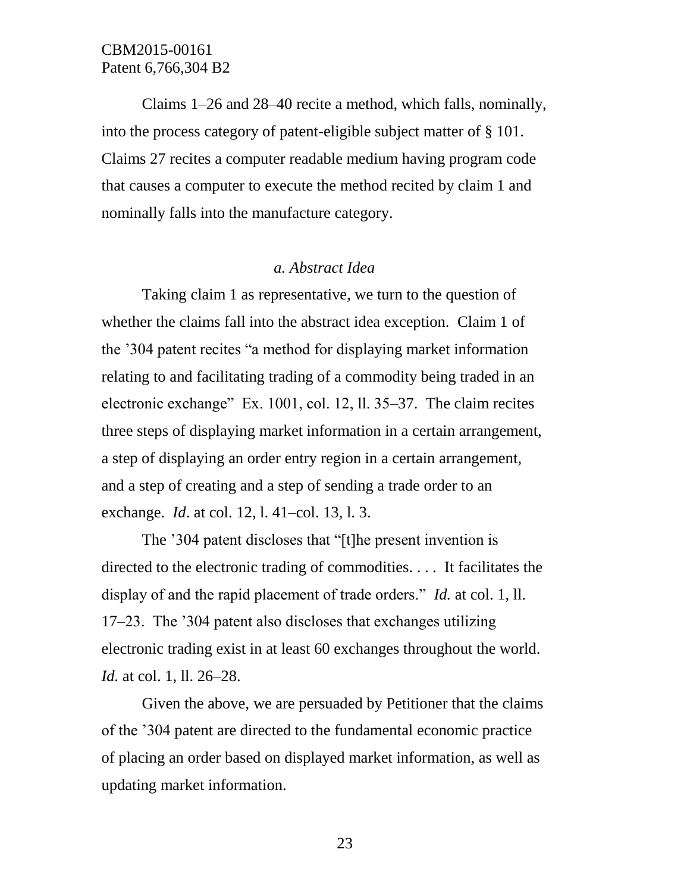Claims 1–26 and 28–40 recite a method, which falls, nominally, into the process category of patent-eligible subject matter of § 101. Claims 27 recites a computer readable medium having program code that causes a computer to execute the method recited by claim 1 and nominally falls into the manufacture category.

*a. Abstract Idea*

Taking claim 1 as representative, we turn to the question of whether the claims fall into the abstract idea exception. Claim 1 of the ’304 patent recites “a method for displaying market information relating to and facilitating trading of a commodity being traded in an electronic exchange” Ex. 1001, col. 12, ll. 35–37. The claim recites three steps of displaying market information in a certain arrangement, a step of displaying an order entry region in a certain arrangement, and a step of creating and a step of sending a trade order to an exchange. *Id*. at col. 12, l. 41–col. 13, l. 3.

The ’304 patent discloses that “[t]he present invention is directed to the electronic trading of commodities. . . . It facilitates the display of and the rapid placement of trade orders.” *Id.* at col. 1, ll. 17–23. The ’304 patent also discloses that exchanges utilizing electronic trading exist in at least 60 exchanges throughout the world. *Id.* at col. 1, ll. 26–28.

Given the above, we are persuaded by Petitioner that the claims of the ’304 patent are directed to the fundamental economic practice of placing an order based on displayed market information, as well as updating market information.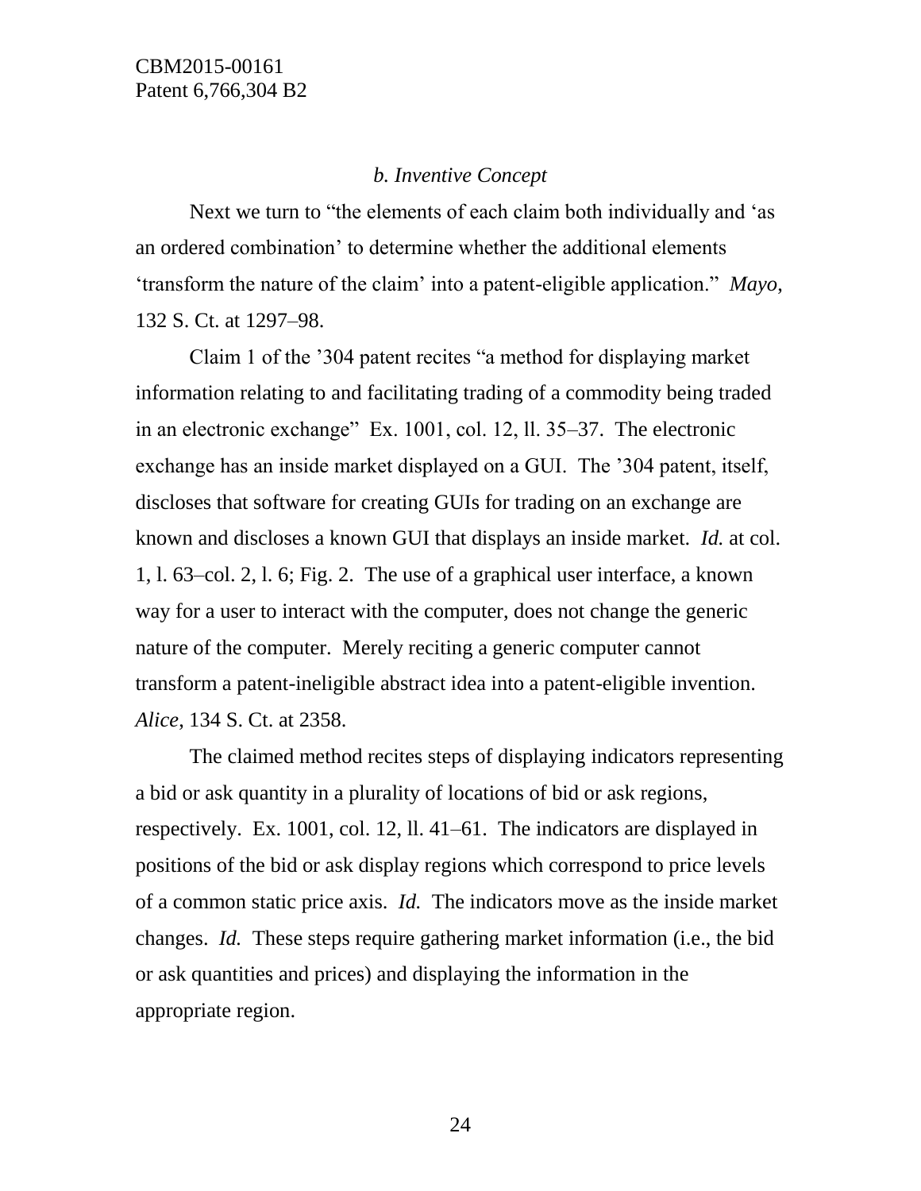### *b. Inventive Concept*

Next we turn to "the elements of each claim both individually and 'as an ordered combination' to determine whether the additional elements 'transform the nature of the claim' into a patent-eligible application." *Mayo*, 132 S. Ct. at 1297–98.

Claim 1 of the '304 patent recites "a method for displaying market information relating to and facilitating trading of a commodity being traded in an electronic exchange" Ex. 1001, col. 12, ll. 35–37. The electronic exchange has an inside market displayed on a GUI. The '304 patent, itself, discloses that software for creating GUIs for trading on an exchange are known and discloses a known GUI that displays an inside market. *Id.* at col. 1, l. 63–col. 2, l. 6; Fig. 2. The use of a graphical user interface, a known way for a user to interact with the computer, does not change the generic nature of the computer. Merely reciting a generic computer cannot transform a patent-ineligible abstract idea into a patent-eligible invention. *Alice*, 134 S. Ct. at 2358.

The claimed method recites steps of displaying indicators representing a bid or ask quantity in a plurality of locations of bid or ask regions, respectively. Ex. 1001, col. 12, ll. 41–61. The indicators are displayed in positions of the bid or ask display regions which correspond to price levels of a common static price axis. *Id.* The indicators move as the inside market changes. *Id.* These steps require gathering market information (i.e., the bid or ask quantities and prices) and displaying the information in the appropriate region.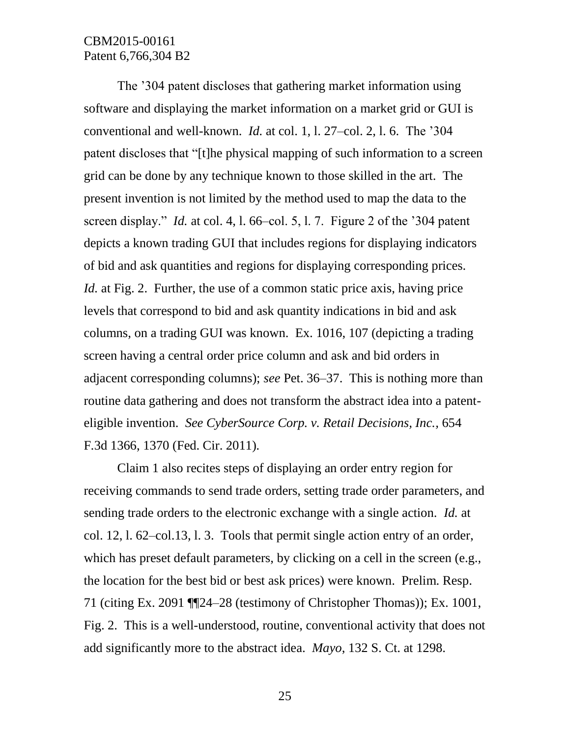The ’304 patent discloses that gathering market information using software and displaying the market information on a market grid or GUI is conventional and well-known. *Id.* at col. 1, l. 27–col. 2, l. 6. The ’304 patent discloses that “[t]he physical mapping of such information to a screen grid can be done by any technique known to those skilled in the art. The present invention is not limited by the method used to map the data to the screen display.” *Id.* at col. 4, l. 66–col. 5, l. 7. Figure 2 of the ’304 patent depicts a known trading GUI that includes regions for displaying indicators of bid and ask quantities and regions for displaying corresponding prices. *Id.* at Fig. 2. Further, the use of a common static price axis, having price levels that correspond to bid and ask quantity indications in bid and ask columns, on a trading GUI was known. Ex. 1016, 107 (depicting a trading screen having a central order price column and ask and bid orders in adjacent corresponding columns); *see* Pet. 36–37. This is nothing more than routine data gathering and does not transform the abstract idea into a patent-eligible invention. *See CyberSource Corp. v. Retail Decisions, Inc.,* 654 F.3d 1366, 1370 (Fed. Cir. 2011).

Claim 1 also recites steps of displaying an order entry region for receiving commands to send trade orders, setting trade order parameters, and sending trade orders to the electronic exchange with a single action. *Id.* at col. 12, l. 62–col.13, l. 3. Tools that permit single action entry of an order, which has preset default parameters, by clicking on a cell in the screen (e.g., the location for the best bid or best ask prices) were known. Prelim. Resp. 71 (citing Ex. 2091 ¶¶24–28 (testimony of Christopher Thomas)); Ex. 1001, Fig. 2. This is a well-understood, routine, conventional activity that does not add significantly more to the abstract idea. *Mayo*, 132 S. Ct. at 1298.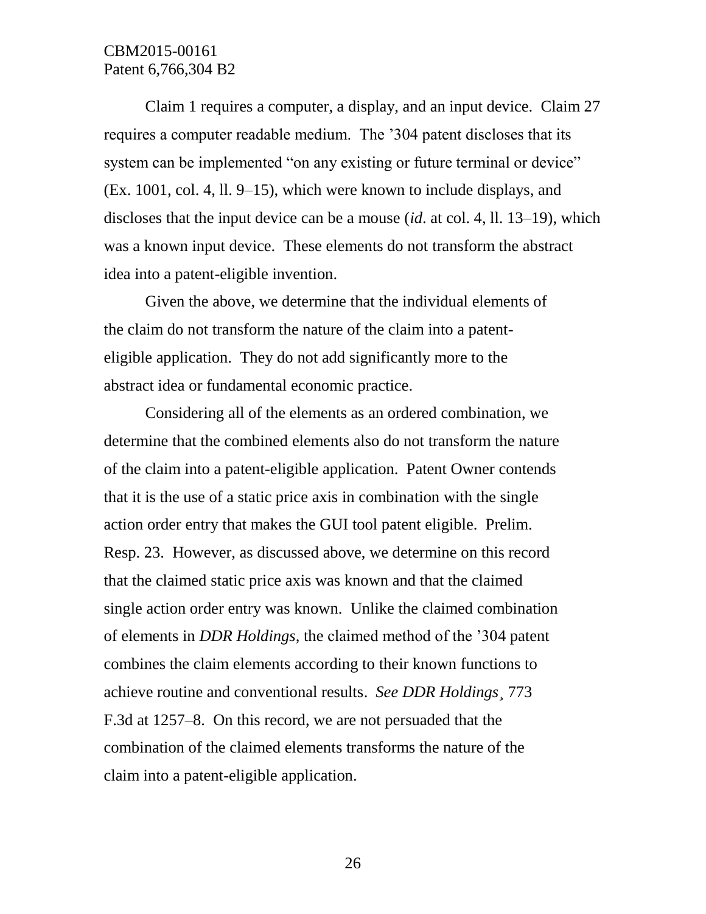Claim 1 requires a computer, a display, and an input device. Claim 27 requires a computer readable medium. The '304 patent discloses that its system can be implemented "on any existing or future terminal or device" (Ex. 1001, col. 4, ll. 9–15), which were known to include displays, and discloses that the input device can be a mouse (*id*. at col. 4, ll. 13–19), which was a known input device. These elements do not transform the abstract idea into a patent-eligible invention.

Given the above, we determine that the individual elements of the claim do not transform the nature of the claim into a patent-eligible application. They do not add significantly more to the abstract idea or fundamental economic practice.

Considering all of the elements as an ordered combination, we determine that the combined elements also do not transform the nature of the claim into a patent-eligible application. Patent Owner contends that it is the use of a static price axis in combination with the single action order entry that makes the GUI tool patent eligible. Prelim. Resp. 23. However, as discussed above, we determine on this record that the claimed static price axis was known and that the claimed single action order entry was known. Unlike the claimed combination of elements in *DDR Holdings,* the claimed method of the '304 patent combines the claim elements according to their known functions to achieve routine and conventional results. *See DDR Holdings*¸ 773 F.3d at 1257–8. On this record, we are not persuaded that the combination of the claimed elements transforms the nature of the claim into a patent-eligible application.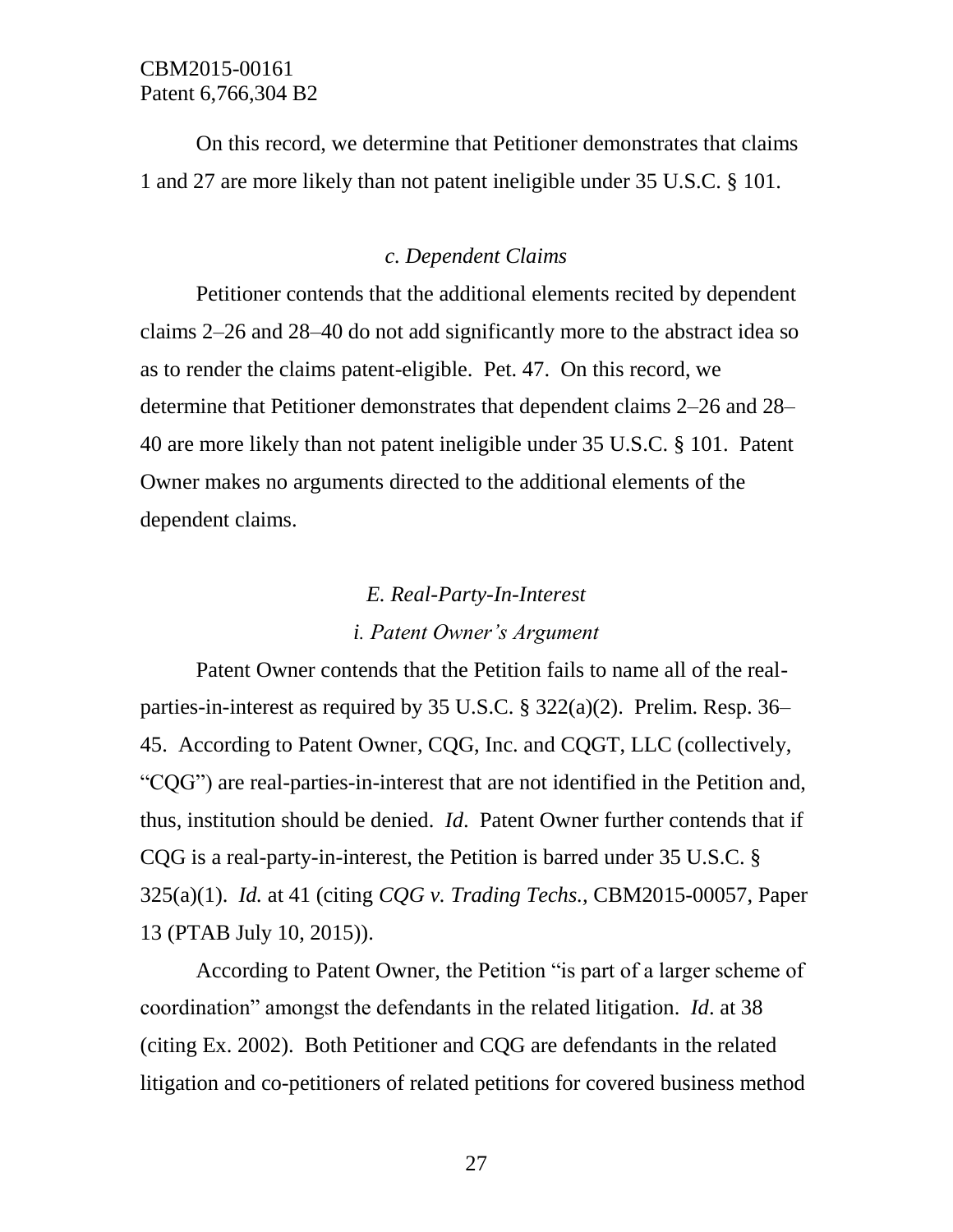On this record, we determine that Petitioner demonstrates that claims 1 and 27 are more likely than not patent ineligible under 35 U.S.C. § 101.

### *c. Dependent Claims*

Petitioner contends that the additional elements recited by dependent claims 2–26 and 28–40 do not add significantly more to the abstract idea so as to render the claims patent-eligible. Pet. 47. On this record, we determine that Petitioner demonstrates that dependent claims 2–26 and 28–40 are more likely than not patent ineligible under 35 U.S.C. § 101. Patent Owner makes no arguments directed to the additional elements of the dependent claims.

## *E. Real-Party-In-Interest*

### *i. Patent Owner's Argument*

Patent Owner contends that the Petition fails to name all of the real-parties-in-interest as required by 35 U.S.C. § 322(a)(2). Prelim. Resp. 36–45. According to Patent Owner, CQG, Inc. and CQGT, LLC (collectively, "CQG") are real-parties-in-interest that are not identified in the Petition and, thus, institution should be denied. *Id*. Patent Owner further contends that if CQG is a real-party-in-interest, the Petition is barred under 35 U.S.C. § 325(a)(1). *Id.* at 41 (citing *CQG v. Trading Techs.*, CBM2015-00057, Paper 13 (PTAB July 10, 2015)).

According to Patent Owner, the Petition "is part of a larger scheme of coordination" amongst the defendants in the related litigation. *Id*. at 38 (citing Ex. 2002). Both Petitioner and CQG are defendants in the related litigation and co-petitioners of related petitions for covered business method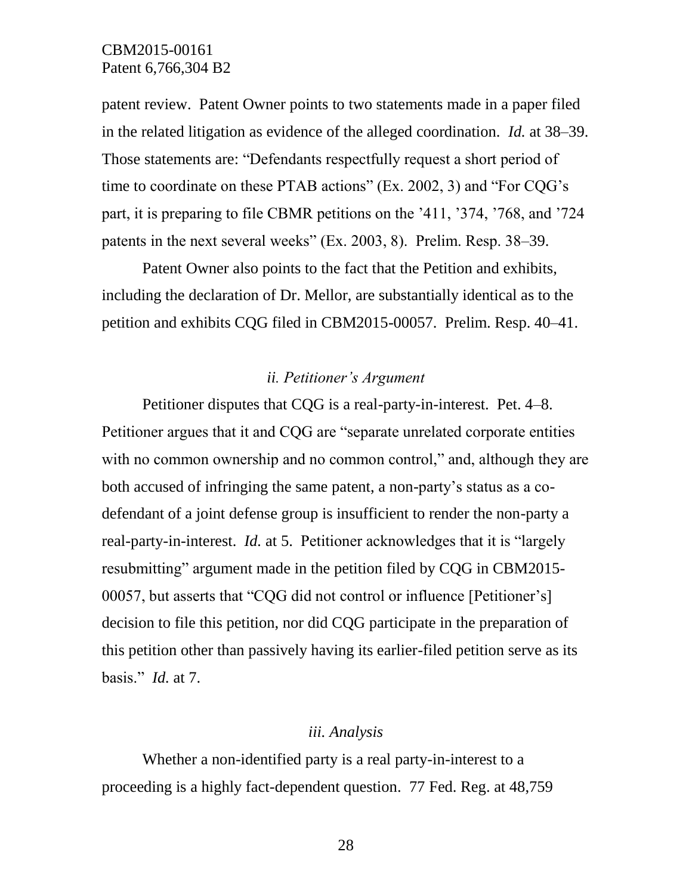patent review. Patent Owner points to two statements made in a paper filed in the related litigation as evidence of the alleged coordination. *Id.* at 38–39. Those statements are: "Defendants respectfully request a short period of time to coordinate on these PTAB actions" (Ex. 2002, 3) and "For CQG's part, it is preparing to file CBMR petitions on the '411, '374, '768, and '724 patents in the next several weeks" (Ex. 2003, 8). Prelim. Resp. 38–39.

Patent Owner also points to the fact that the Petition and exhibits, including the declaration of Dr. Mellor, are substantially identical as to the petition and exhibits CQG filed in CBM2015-00057. Prelim. Resp. 40–41.

*ii. Petitioner's Argument*

Petitioner disputes that CQG is a real-party-in-interest. Pet. 4–8. Petitioner argues that it and CQG are "separate unrelated corporate entities with no common ownership and no common control," and, although they are both accused of infringing the same patent, a non-party's status as a co-defendant of a joint defense group is insufficient to render the non-party a real-party-in-interest. *Id.* at 5. Petitioner acknowledges that it is "largely resubmitting" argument made in the petition filed by CQG in CBM2015-00057, but asserts that "CQG did not control or influence [Petitioner's] decision to file this petition, nor did CQG participate in the preparation of this petition other than passively having its earlier-filed petition serve as its basis." *Id.* at 7.

*iii. Analysis*

Whether a non-identified party is a real party-in-interest to a proceeding is a highly fact-dependent question. 77 Fed. Reg. at 48,759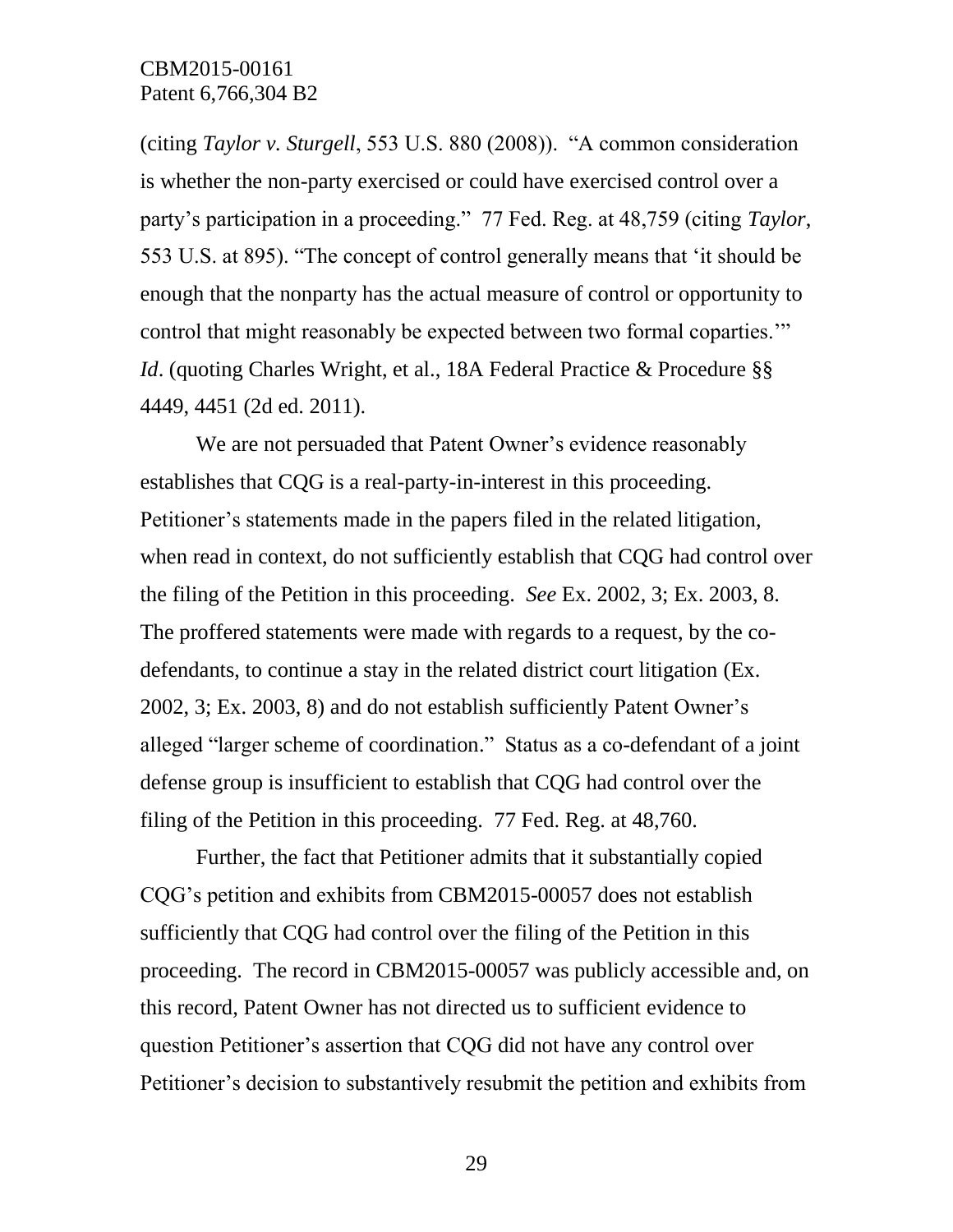(citing *Taylor v. Sturgell*, 553 U.S. 880 (2008)). "A common consideration is whether the non-party exercised or could have exercised control over a party's participation in a proceeding." 77 Fed. Reg. at 48,759 (citing *Taylor*, 553 U.S. at 895). "The concept of control generally means that 'it should be enough that the nonparty has the actual measure of control or opportunity to control that might reasonably be expected between two formal coparties.'" *Id*. (quoting Charles Wright, et al., 18A Federal Practice & Procedure §§ 4449, 4451 (2d ed. 2011).

We are not persuaded that Patent Owner's evidence reasonably establishes that CQG is a real-party-in-interest in this proceeding. Petitioner's statements made in the papers filed in the related litigation, when read in context, do not sufficiently establish that CQG had control over the filing of the Petition in this proceeding. *See* Ex. 2002, 3; Ex. 2003, 8. The proffered statements were made with regards to a request, by the co-defendants, to continue a stay in the related district court litigation (Ex. 2002, 3; Ex. 2003, 8) and do not establish sufficiently Patent Owner's alleged "larger scheme of coordination." Status as a co-defendant of a joint defense group is insufficient to establish that CQG had control over the filing of the Petition in this proceeding. 77 Fed. Reg. at 48,760.

Further, the fact that Petitioner admits that it substantially copied CQG's petition and exhibits from CBM2015-00057 does not establish sufficiently that CQG had control over the filing of the Petition in this proceeding. The record in CBM2015-00057 was publicly accessible and, on this record, Patent Owner has not directed us to sufficient evidence to question Petitioner's assertion that CQG did not have any control over Petitioner's decision to substantively resubmit the petition and exhibits from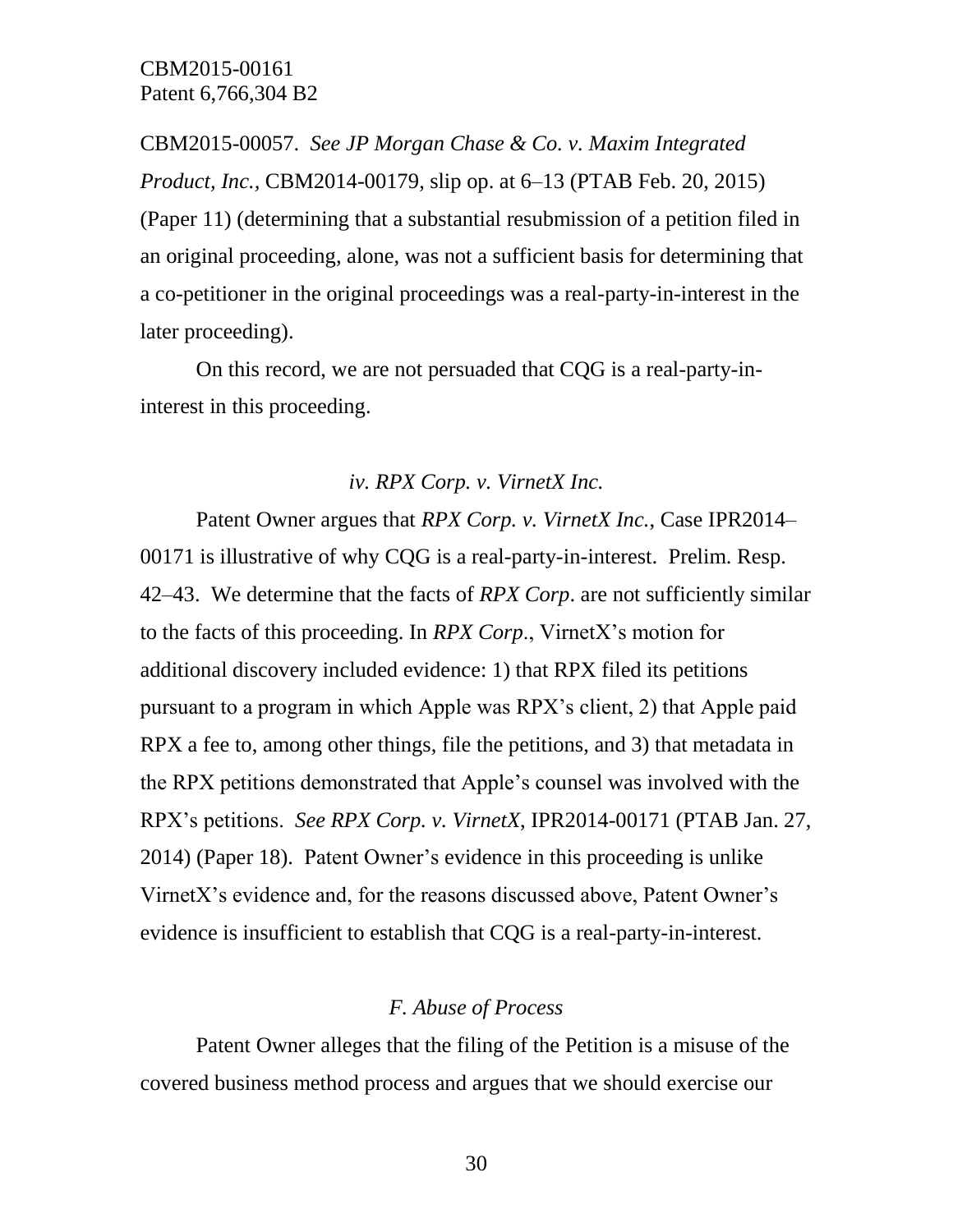CBM2015-00057. *See JP Morgan Chase & Co. v. Maxim Integrated Product, Inc.*, CBM2014-00179, slip op. at 6–13 (PTAB Feb. 20, 2015) (Paper 11) (determining that a substantial resubmission of a petition filed in an original proceeding, alone, was not a sufficient basis for determining that a co-petitioner in the original proceedings was a real-party-in-interest in the later proceeding).

On this record, we are not persuaded that CQG is a real-party-in-interest in this proceeding.

### *iv. RPX Corp. v. VirnetX Inc.*

Patent Owner argues that *RPX Corp. v. VirnetX Inc.*, Case IPR2014–00171 is illustrative of why CQG is a real-party-in-interest. Prelim. Resp. 42–43. We determine that the facts of *RPX Corp*. are not sufficiently similar to the facts of this proceeding. In *RPX Corp*., VirnetX's motion for additional discovery included evidence: 1) that RPX filed its petitions pursuant to a program in which Apple was RPX's client, 2) that Apple paid RPX a fee to, among other things, file the petitions, and 3) that metadata in the RPX petitions demonstrated that Apple's counsel was involved with the RPX's petitions. *See RPX Corp. v. VirnetX*, IPR2014-00171 (PTAB Jan. 27, 2014) (Paper 18). Patent Owner's evidence in this proceeding is unlike VirnetX's evidence and, for the reasons discussed above, Patent Owner's evidence is insufficient to establish that CQG is a real-party-in-interest.

## *F. Abuse of Process*

Patent Owner alleges that the filing of the Petition is a misuse of the covered business method process and argues that we should exercise our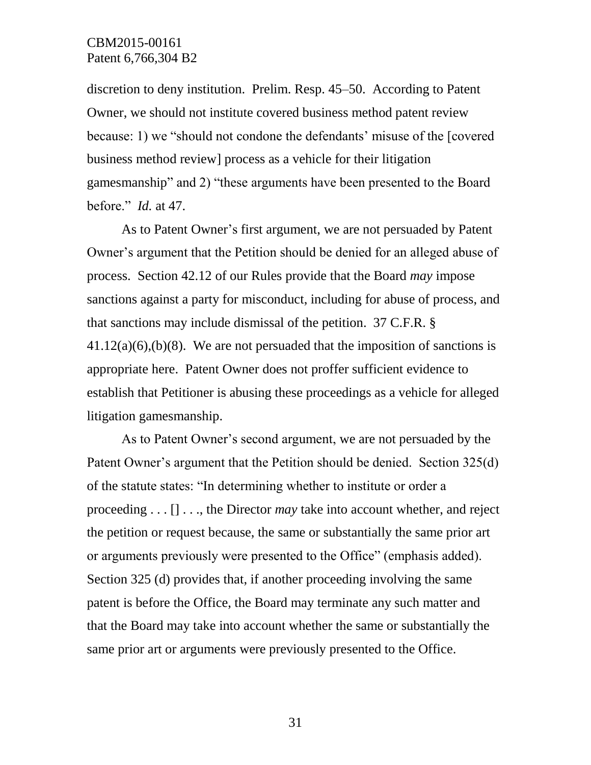discretion to deny institution. Prelim. Resp. 45–50. According to Patent Owner, we should not institute covered business method patent review because: 1) we "should not condone the defendants' misuse of the [covered business method review] process as a vehicle for their litigation gamesmanship" and 2) "these arguments have been presented to the Board before." *Id.* at 47.

As to Patent Owner's first argument, we are not persuaded by Patent Owner's argument that the Petition should be denied for an alleged abuse of process. Section 42.12 of our Rules provide that the Board *may* impose sanctions against a party for misconduct, including for abuse of process, and that sanctions may include dismissal of the petition. 37 C.F.R. § 41.12(a)(6),(b)(8). We are not persuaded that the imposition of sanctions is appropriate here. Patent Owner does not proffer sufficient evidence to establish that Petitioner is abusing these proceedings as a vehicle for alleged litigation gamesmanship.

As to Patent Owner's second argument, we are not persuaded by the Patent Owner's argument that the Petition should be denied. Section 325(d) of the statute states: "In determining whether to institute or order a proceeding . . . [] . . ., the Director *may* take into account whether, and reject the petition or request because, the same or substantially the same prior art or arguments previously were presented to the Office" (emphasis added). Section 325 (d) provides that, if another proceeding involving the same patent is before the Office, the Board may terminate any such matter and that the Board may take into account whether the same or substantially the same prior art or arguments were previously presented to the Office.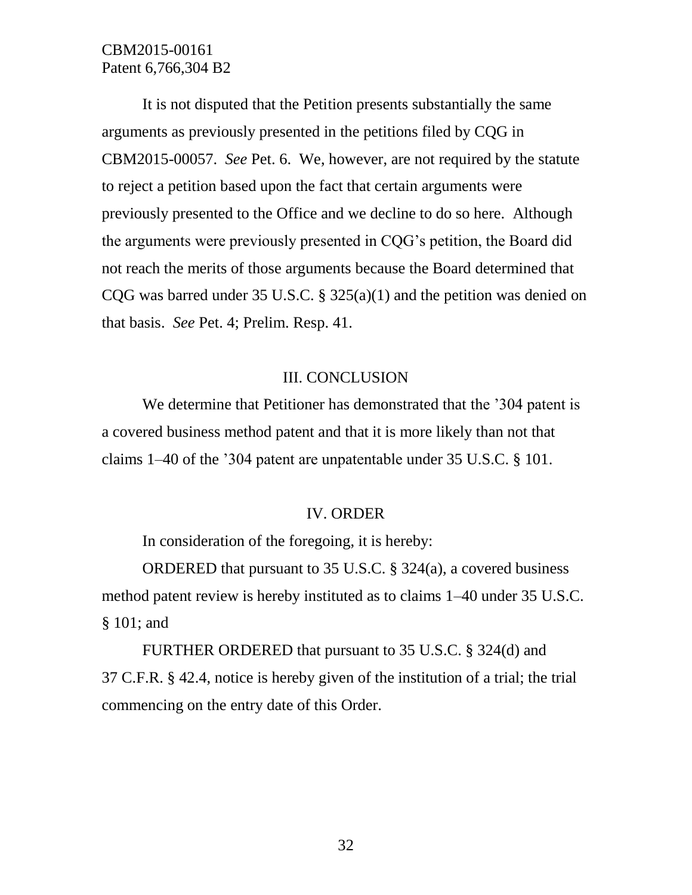It is not disputed that the Petition presents substantially the same arguments as previously presented in the petitions filed by CQG in CBM2015-00057. *See* Pet. 6. We, however, are not required by the statute to reject a petition based upon the fact that certain arguments were previously presented to the Office and we decline to do so here. Although the arguments were previously presented in CQG's petition, the Board did not reach the merits of those arguments because the Board determined that CQG was barred under 35 U.S.C. § 325(a)(1) and the petition was denied on that basis. *See* Pet. 4; Prelim. Resp. 41.

## III. CONCLUSION

We determine that Petitioner has demonstrated that the '304 patent is a covered business method patent and that it is more likely than not that claims 1–40 of the '304 patent are unpatentable under 35 U.S.C. § 101.

## IV. ORDER

In consideration of the foregoing, it is hereby:

ORDERED that pursuant to 35 U.S.C. § 324(a), a covered business method patent review is hereby instituted as to claims 1–40 under 35 U.S.C. § 101; and

FURTHER ORDERED that pursuant to 35 U.S.C. § 324(d) and 37 C.F.R. § 42.4, notice is hereby given of the institution of a trial; the trial commencing on the entry date of this Order.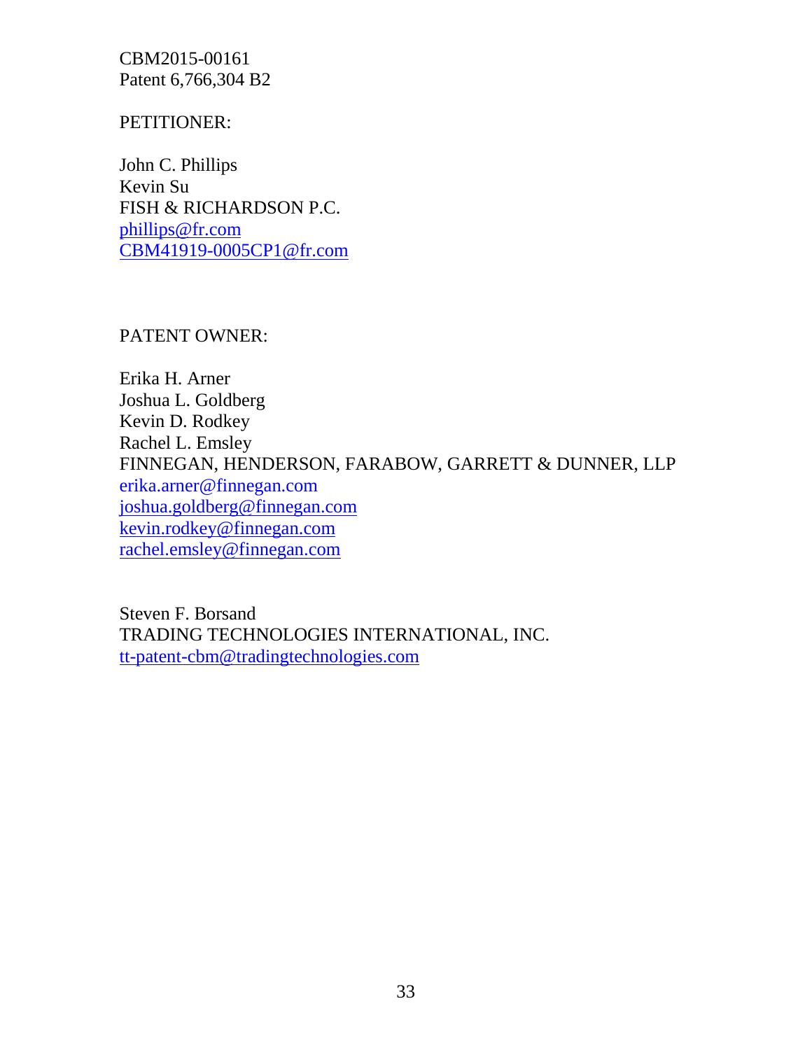CBM2015-00161
Patent 6,766,304 B2

PETITIONER:

John C. Phillips
Kevin Su
FISH & RICHARDSON P.C.
phillips@fr.com
CBM41919-0005CP1@fr.com

PATENT OWNER:

Erika H. Arner
Joshua L. Goldberg
Kevin D. Rodkey
Rachel L. Emsley
FINNEGAN, HENDERSON, FARABOW, GARRETT & DUNNER, LLP
erika.arner@finnegan.com
joshua.goldberg@finnegan.com
kevin.rodkey@finnegan.com
rachel.emsley@finnegan.com

Steven F. Borsand
TRADING TECHNOLOGIES INTERNATIONAL, INC.
tt-patent-cbm@tradingtechnologies.com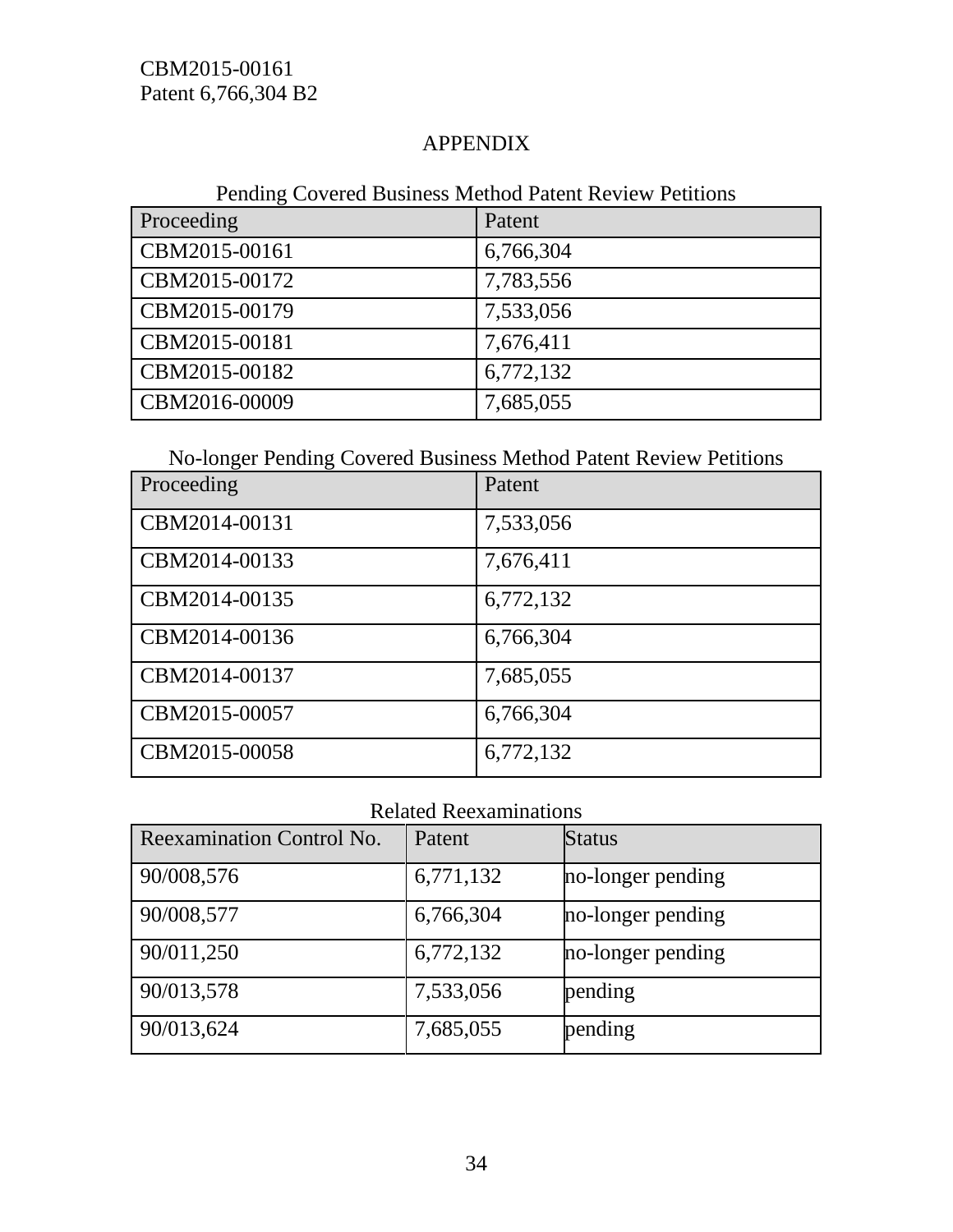CBM2015-00161
Patent 6,766,304 B2

# APPENDIX

Pending Covered Business Method Patent Review Petitions

| Proceeding | Patent |
|---|---|
| CBM2015-00161 | 6,766,304 |
| CBM2015-00172 | 7,783,556 |
| CBM2015-00179 | 7,533,056 |
| CBM2015-00181 | 7,676,411 |
| CBM2015-00182 | 6,772,132 |
| CBM2016-00009 | 7,685,055 |

No-longer Pending Covered Business Method Patent Review Petitions

| Proceeding | Patent |
|---|---|
| CBM2014-00131 | 7,533,056 |
| CBM2014-00133 | 7,676,411 |
| CBM2014-00135 | 6,772,132 |
| CBM2014-00136 | 6,766,304 |
| CBM2014-00137 | 7,685,055 |
| CBM2015-00057 | 6,766,304 |
| CBM2015-00058 | 6,772,132 |

Related Reexaminations

| Reexamination Control No. | Patent | Status |
|---|---|---|
| 90/008,576 | 6,771,132 | no-longer pending |
| 90/008,577 | 6,766,304 | no-longer pending |
| 90/011,250 | 6,772,132 | no-longer pending |
| 90/013,578 | 7,533,056 | pending |
| 90/013,624 | 7,685,055 | pending |